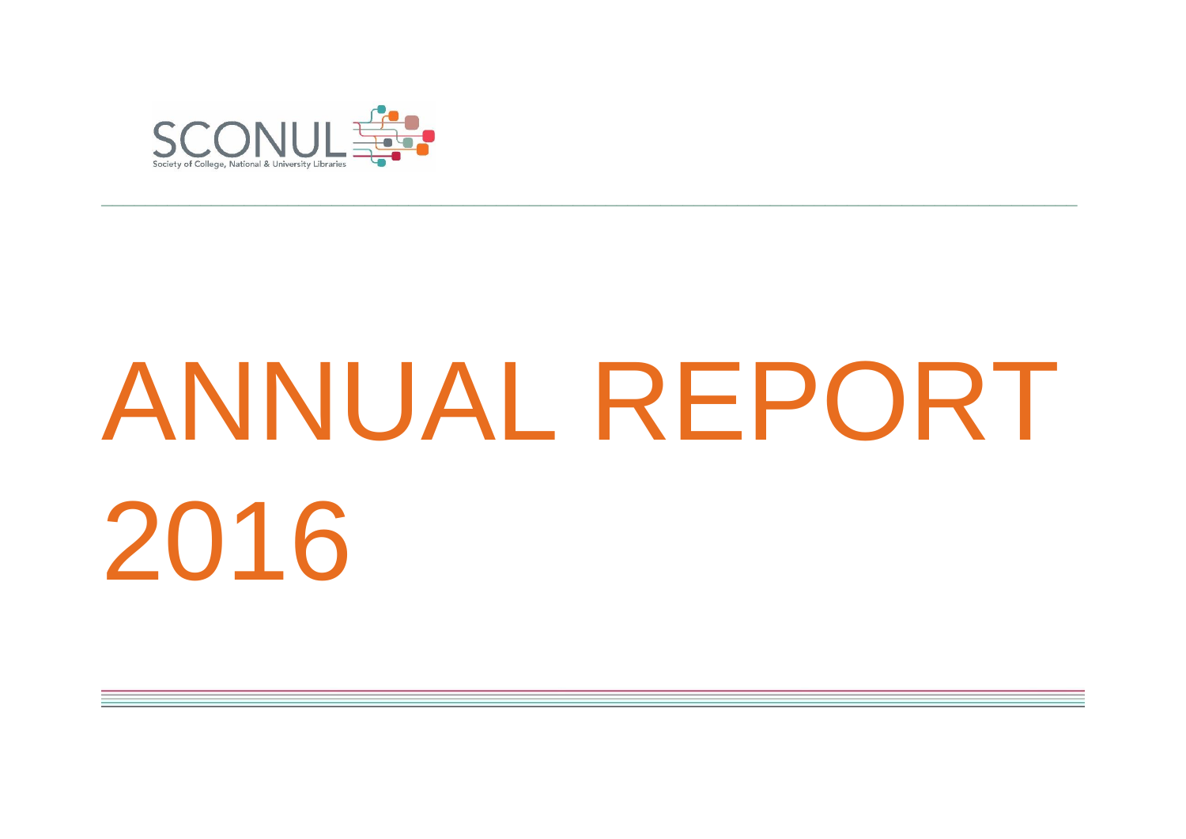SCONUL

Society of College, National & University Libraries

# ANNUAL REPORT 2016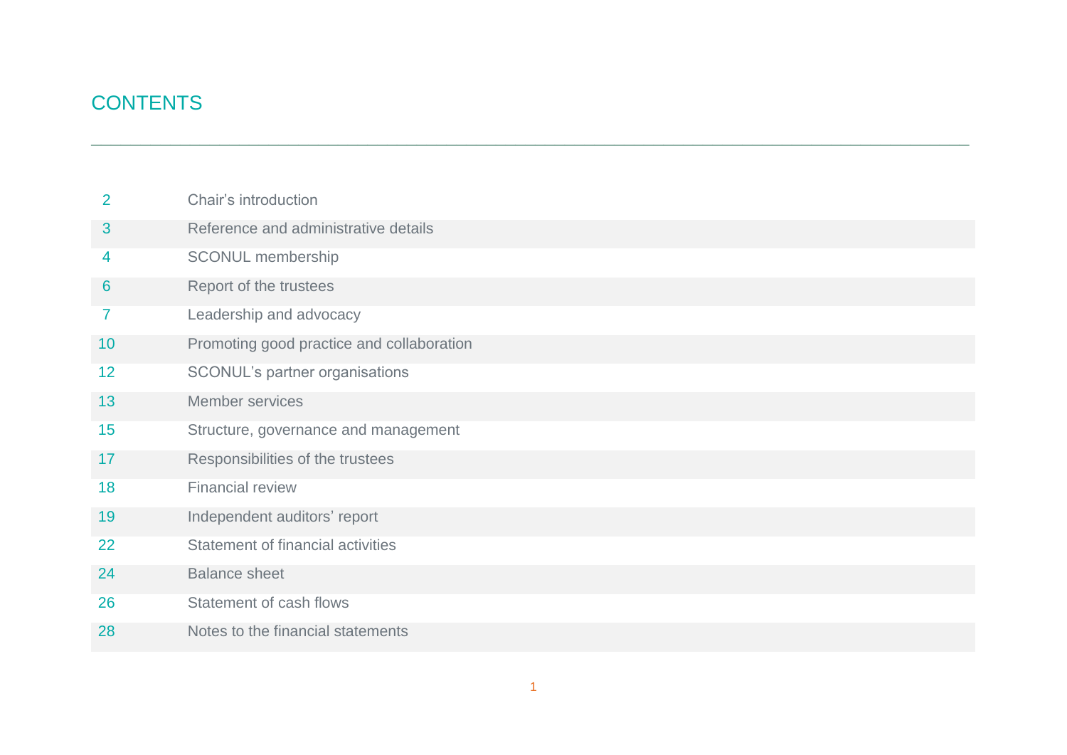# CONTENTS

| | |
|---|---|
| 2 | Chair's introduction |
| 3 | Reference and administrative details |
| 4 | SCONUL membership |
| 6 | Report of the trustees |
| 7 | Leadership and advocacy |
| 10 | Promoting good practice and collaboration |
| 12 | SCONUL's partner organisations |
| 13 | Member services |
| 15 | Structure, governance and management |
| 17 | Responsibilities of the trustees |
| 18 | Financial review |
| 19 | Independent auditors' report |
| 22 | Statement of financial activities |
| 24 | Balance sheet |
| 26 | Statement of cash flows |
| 28 | Notes to the financial statements |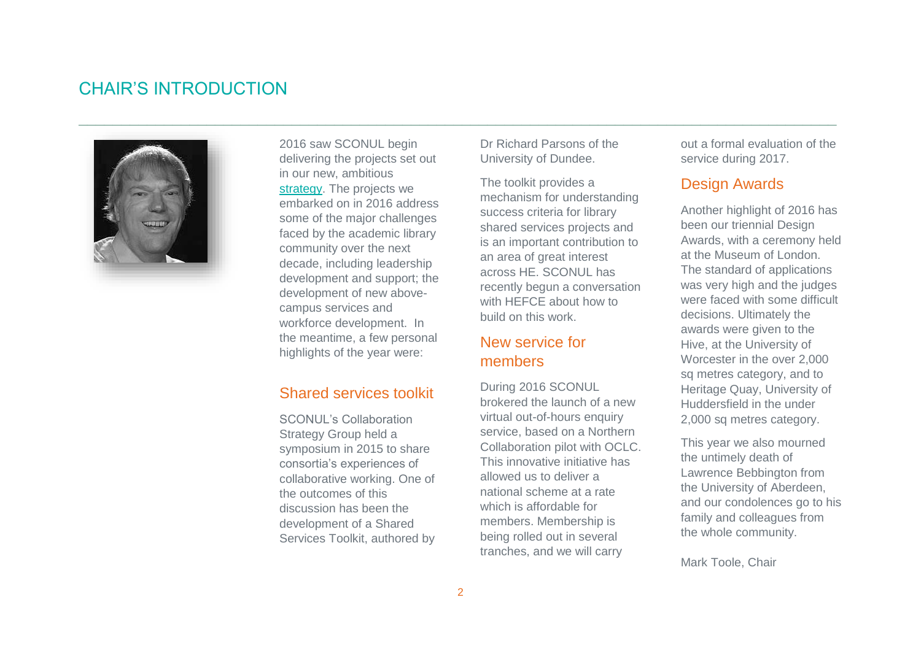# CHAIR'S INTRODUCTION

2016 saw SCONUL begin delivering the projects set out in our new, ambitious strategy. The projects we embarked on in 2016 address some of the major challenges faced by the academic library community over the next decade, including leadership development and support; the development of new above-campus services and workforce development. In the meantime, a few personal highlights of the year were:

## Shared services toolkit

SCONUL's Collaboration Strategy Group held a symposium in 2015 to share consortia's experiences of collaborative working. One of the outcomes of this discussion has been the development of a Shared Services Toolkit, authored by Dr Richard Parsons of the University of Dundee.

The toolkit provides a mechanism for understanding success criteria for library shared services projects and is an important contribution to an area of great interest across HE. SCONUL has recently begun a conversation with HEFCE about how to build on this work.

## New service for members

During 2016 SCONUL brokered the launch of a new virtual out-of-hours enquiry service, based on a Northern Collaboration pilot with OCLC. This innovative initiative has allowed us to deliver a national scheme at a rate which is affordable for members. Membership is being rolled out in several tranches, and we will carry out a formal evaluation of the service during 2017.

## Design Awards

Another highlight of 2016 has been our triennial Design Awards, with a ceremony held at the Museum of London. The standard of applications was very high and the judges were faced with some difficult decisions. Ultimately the awards were given to the Hive, at the University of Worcester in the over 2,000 sq metres category, and to Heritage Quay, University of Huddersfield in the under 2,000 sq metres category.

This year we also mourned the untimely death of Lawrence Bebbington from the University of Aberdeen, and our condolences go to his family and colleagues from the whole community.

Mark Toole, Chair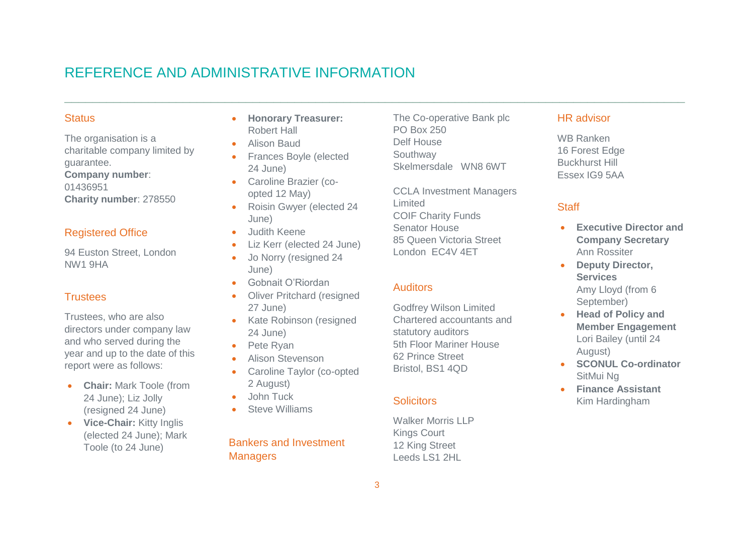# REFERENCE AND ADMINISTRATIVE INFORMATION

## Status

The organisation is a charitable company limited by guarantee.
**Company number**: 01436951
**Charity number**: 278550

## Registered Office

94 Euston Street, London
NW1 9HA

## Trustees

Trustees, who are also directors under company law and who served during the year and up to the date of this report were as follows:

- **Chair:** Mark Toole (from 24 June); Liz Jolly (resigned 24 June)
- **Vice-Chair:** Kitty Inglis (elected 24 June); Mark Toole (to 24 June)
- **Honorary Treasurer:** Robert Hall
- Alison Baud
- Frances Boyle (elected 24 June)
- Caroline Brazier (co-opted 12 May)
- Roisin Gwyer (elected 24 June)
- Judith Keene
- Liz Kerr (elected 24 June)
- Jo Norry (resigned 24 June)
- Gobnait O'Riordan
- Oliver Pritchard (resigned 27 June)
- Kate Robinson (resigned 24 June)
- Pete Ryan
- Alison Stevenson
- Caroline Taylor (co-opted 2 August)
- John Tuck
- Steve Williams

## Bankers and Investment Managers

The Co-operative Bank plc
PO Box 250
Delf House
Southway
Skelmersdale WN8 6WT

CCLA Investment Managers Limited
COIF Charity Funds
Senator House
85 Queen Victoria Street
London EC4V 4ET

## Auditors

Godfrey Wilson Limited
Chartered accountants and statutory auditors
5th Floor Mariner House
62 Prince Street
Bristol, BS1 4QD

## Solicitors

Walker Morris LLP
Kings Court
12 King Street
Leeds LS1 2HL

## HR advisor

WB Ranken
16 Forest Edge
Buckhurst Hill
Essex IG9 5AA

## Staff

- **Executive Director and Company Secretary**
  Ann Rossiter
- **Deputy Director, Services**
  Amy Lloyd (from 6 September)
- **Head of Policy and Member Engagement**
  Lori Bailey (until 24 August)
- **SCONUL Co-ordinator**
  SitMui Ng
- **Finance Assistant**
  Kim Hardingham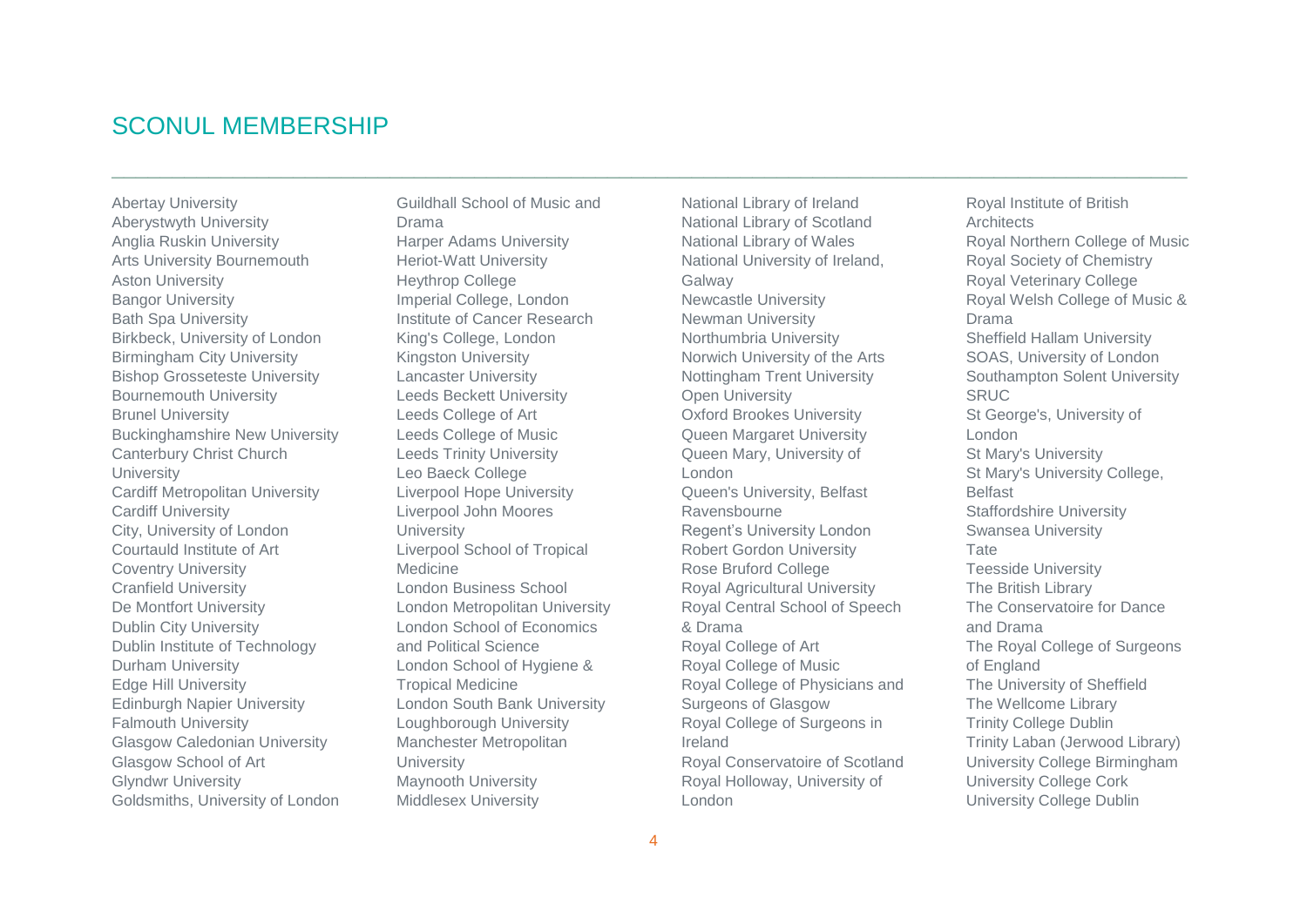# SCONUL MEMBERSHIP

Abertay University
Aberystwyth University
Anglia Ruskin University
Arts University Bournemouth
Aston University
Bangor University
Bath Spa University
Birkbeck, University of London
Birmingham City University
Bishop Grosseteste University
Bournemouth University
Brunel University
Buckinghamshire New University
Canterbury Christ Church University
Cardiff Metropolitan University
Cardiff University
City, University of London
Courtauld Institute of Art
Coventry University
Cranfield University
De Montfort University
Dublin City University
Dublin Institute of Technology
Durham University
Edge Hill University
Edinburgh Napier University
Falmouth University
Glasgow Caledonian University
Glasgow School of Art
Glyndwr University
Goldsmiths, University of London
Guildhall School of Music and Drama
Harper Adams University
Heriot-Watt University
Heythrop College
Imperial College, London
Institute of Cancer Research
King's College, London
Kingston University
Lancaster University
Leeds Beckett University
Leeds College of Art
Leeds College of Music
Leeds Trinity University
Leo Baeck College
Liverpool Hope University
Liverpool John Moores University
Liverpool School of Tropical Medicine
London Business School
London Metropolitan University
London School of Economics and Political Science
London School of Hygiene & Tropical Medicine
London South Bank University
Loughborough University
Manchester Metropolitan University
Maynooth University
Middlesex University
National Library of Ireland
National Library of Scotland
National Library of Wales
National University of Ireland, Galway
Newcastle University
Newman University
Northumbria University
Norwich University of the Arts
Nottingham Trent University
Open University
Oxford Brookes University
Queen Margaret University
Queen Mary, University of London
Queen's University, Belfast
Ravensbourne
Regent's University London
Robert Gordon University
Rose Bruford College
Royal Agricultural University
Royal Central School of Speech & Drama
Royal College of Art
Royal College of Music
Royal College of Physicians and Surgeons of Glasgow
Royal College of Surgeons in Ireland
Royal Conservatoire of Scotland
Royal Holloway, University of London
Royal Institute of British Architects
Royal Northern College of Music
Royal Society of Chemistry
Royal Veterinary College
Royal Welsh College of Music & Drama
Sheffield Hallam University
SOAS, University of London
Southampton Solent University
SRUC
St George's, University of London
St Mary's University
St Mary's University College, Belfast
Staffordshire University
Swansea University
Tate
Teesside University
The British Library
The Conservatoire for Dance and Drama
The Royal College of Surgeons of England
The University of Sheffield
The Wellcome Library
Trinity College Dublin
Trinity Laban (Jerwood Library)
University College Birmingham
University College Cork
University College Dublin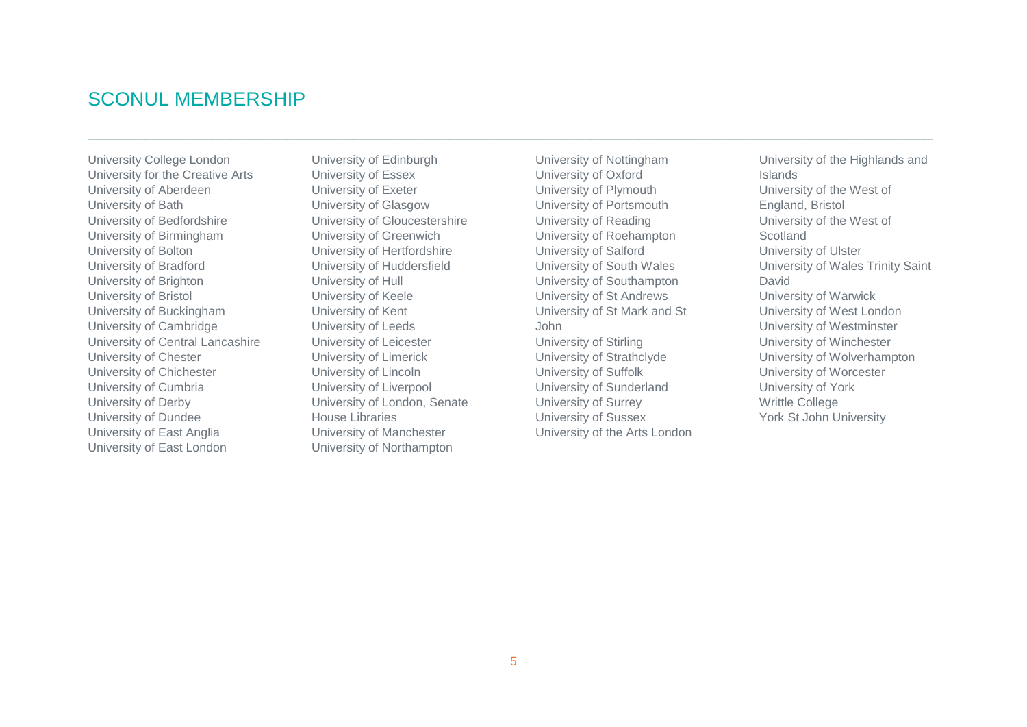## SCONUL MEMBERSHIP

University College London
University for the Creative Arts
University of Aberdeen
University of Bath
University of Bedfordshire
University of Birmingham
University of Bolton
University of Bradford
University of Brighton
University of Bristol
University of Buckingham
University of Cambridge
University of Central Lancashire
University of Chester
University of Chichester
University of Cumbria
University of Derby
University of Dundee
University of East Anglia
University of East London
University of Edinburgh
University of Essex
University of Exeter
University of Glasgow
University of Gloucestershire
University of Greenwich
University of Hertfordshire
University of Huddersfield
University of Hull
University of Keele
University of Kent
University of Leeds
University of Leicester
University of Limerick
University of Lincoln
University of Liverpool
University of London, Senate House Libraries
University of Manchester
University of Northampton
University of Nottingham
University of Oxford
University of Plymouth
University of Portsmouth
University of Reading
University of Roehampton
University of Salford
University of South Wales
University of Southampton
University of St Andrews
University of St Mark and St John
University of Stirling
University of Strathclyde
University of Suffolk
University of Sunderland
University of Surrey
University of Sussex
University of the Arts London
University of the Highlands and Islands
University of the West of England, Bristol
University of the West of Scotland
University of Ulster
University of Wales Trinity Saint David
University of Warwick
University of West London
University of Westminster
University of Winchester
University of Wolverhampton
University of Worcester
University of York
Writtle College
York St John University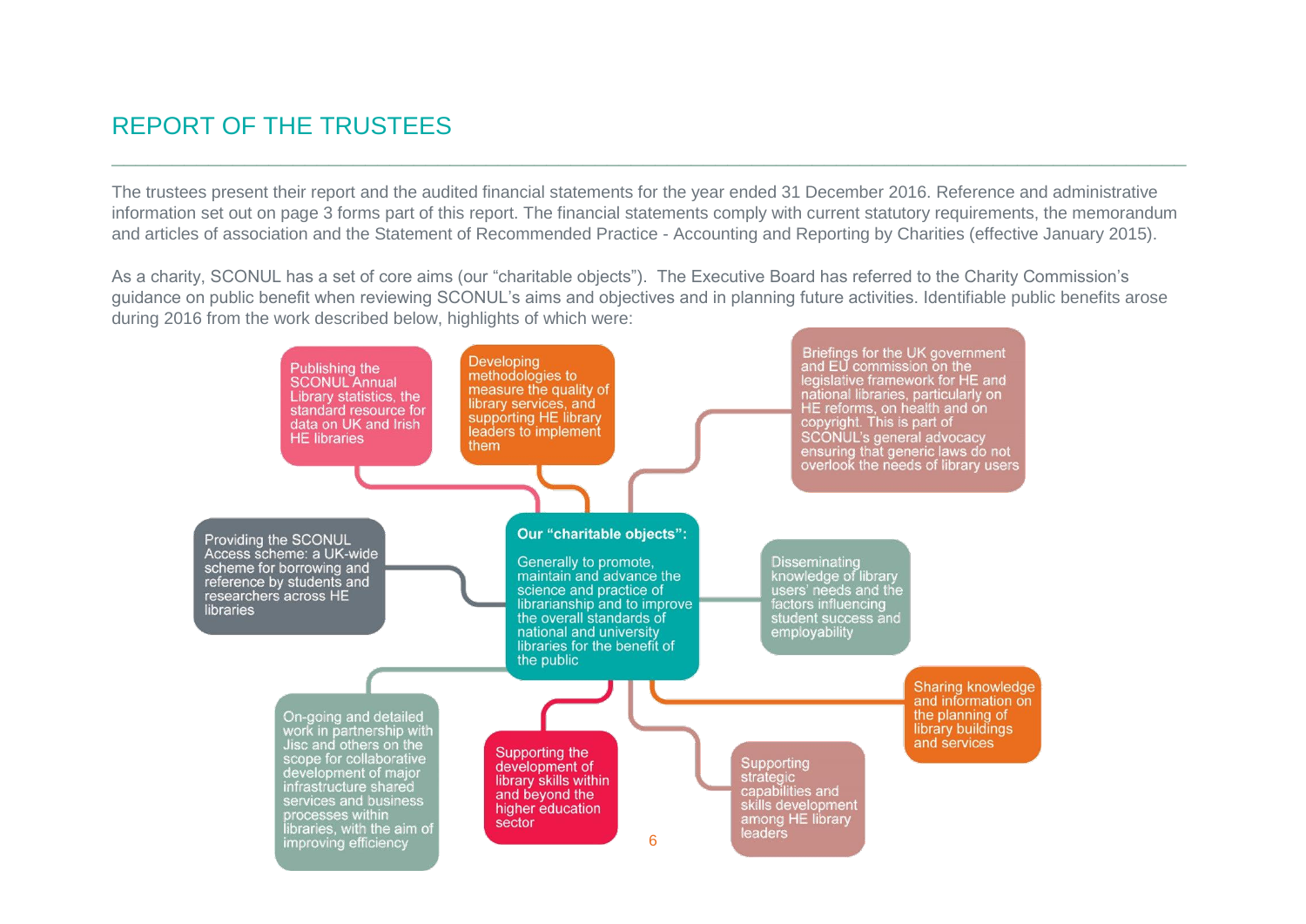# REPORT OF THE TRUSTEES

The trustees present their report and the audited financial statements for the year ended 31 December 2016. Reference and administrative information set out on page 3 forms part of this report. The financial statements comply with current statutory requirements, the memorandum and articles of association and the Statement of Recommended Practice - Accounting and Reporting by Charities (effective January 2015).

As a charity, SCONUL has a set of core aims (our "charitable objects"). The Executive Board has referred to the Charity Commission's guidance on public benefit when reviewing SCONUL's aims and objectives and in planning future activities. Identifiable public benefits arose during 2016 from the work described below, highlights of which were:

**Our "charitable objects":**

Generally to promote, maintain and advance the science and practice of librarianship and to improve the overall standards of national and university libraries for the benefit of the public

- Publishing the SCONUL Annual Library statistics, the standard resource for data on UK and Irish HE libraries
- Developing methodologies to measure the quality of library services, and supporting HE library leaders to implement them
- Briefings for the UK government and EU commission on the legislative framework for HE and national libraries, particularly on HE reforms, on health and on copyright. This is part of SCONUL's general advocacy ensuring that generic laws do not overlook the needs of library users
- Providing the SCONUL Access scheme: a UK-wide scheme for borrowing and reference by students and researchers across HE libraries
- Disseminating knowledge of library users' needs and the factors influencing student success and employability
- Sharing knowledge and information on the planning of library buildings and services
- On-going and detailed work in partnership with Jisc and others on the scope for collaborative development of major infrastructure shared services and business processes within libraries, with the aim of improving efficiency
- Supporting the development of library skills within and beyond the higher education sector
- Supporting strategic capabilities and skills development among HE library leaders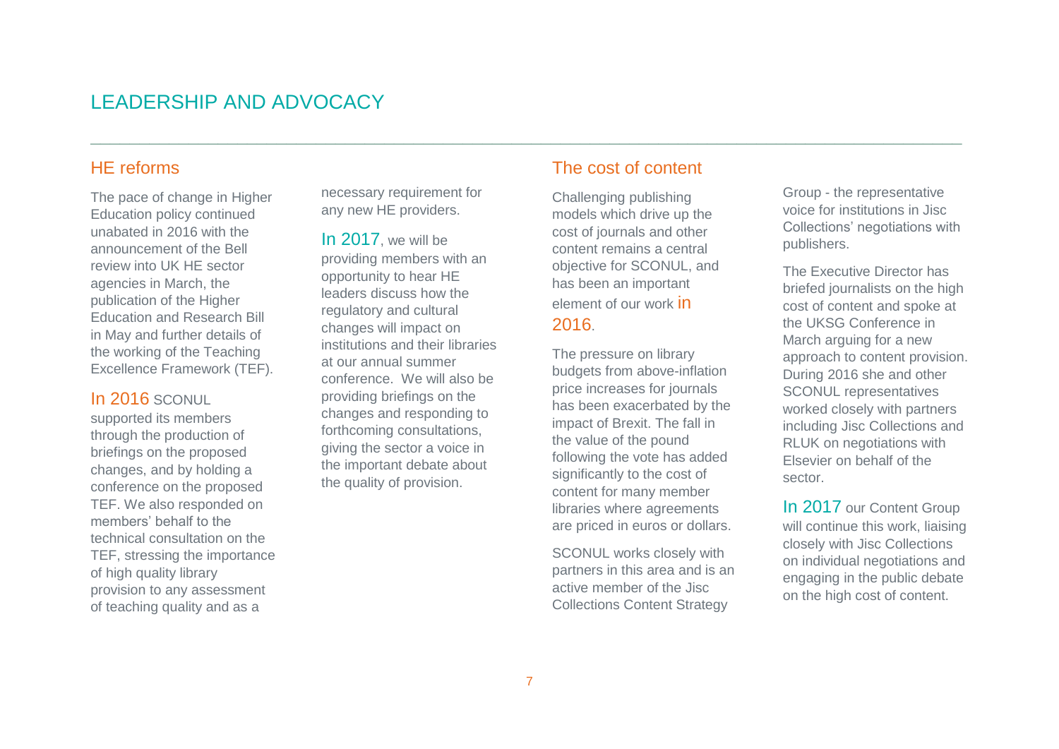# LEADERSHIP AND ADVOCACY

## HE reforms

The pace of change in Higher Education policy continued unabated in 2016 with the announcement of the Bell review into UK HE sector agencies in March, the publication of the Higher Education and Research Bill in May and further details of the working of the Teaching Excellence Framework (TEF).

In 2016 SCONUL supported its members through the production of briefings on the proposed changes, and by holding a conference on the proposed TEF. We also responded on members' behalf to the technical consultation on the TEF, stressing the importance of high quality library provision to any assessment of teaching quality and as a necessary requirement for any new HE providers.

In 2017, we will be providing members with an opportunity to hear HE leaders discuss how the regulatory and cultural changes will impact on institutions and their libraries at our annual summer conference. We will also be providing briefings on the changes and responding to forthcoming consultations, giving the sector a voice in the important debate about the quality of provision.

## The cost of content

Challenging publishing models which drive up the cost of journals and other content remains a central objective for SCONUL, and has been an important element of our work in 2016.

The pressure on library budgets from above-inflation price increases for journals has been exacerbated by the impact of Brexit. The fall in the value of the pound following the vote has added significantly to the cost of content for many member libraries where agreements are priced in euros or dollars.

SCONUL works closely with partners in this area and is an active member of the Jisc Collections Content Strategy Group - the representative voice for institutions in Jisc Collections' negotiations with publishers.

The Executive Director has briefed journalists on the high cost of content and spoke at the UKSG Conference in March arguing for a new approach to content provision. During 2016 she and other SCONUL representatives worked closely with partners including Jisc Collections and RLUK on negotiations with Elsevier on behalf of the sector.

In 2017 our Content Group will continue this work, liaising closely with Jisc Collections on individual negotiations and engaging in the public debate on the high cost of content.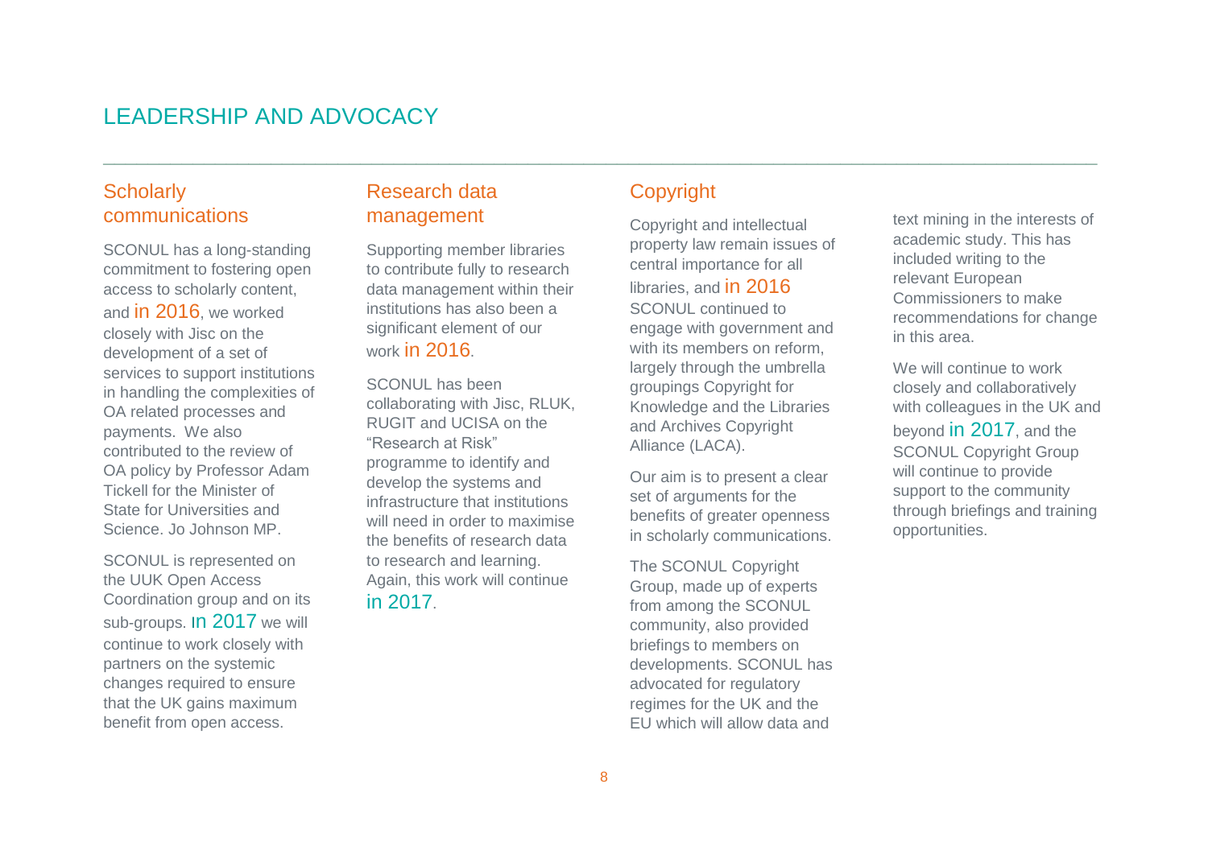# LEADERSHIP AND ADVOCACY

## Scholarly communications

SCONUL has a long-standing commitment to fostering open access to scholarly content, and in 2016, we worked closely with Jisc on the development of a set of services to support institutions in handling the complexities of OA related processes and payments. We also contributed to the review of OA policy by Professor Adam Tickell for the Minister of State for Universities and Science. Jo Johnson MP.

SCONUL is represented on the UUK Open Access Coordination group and on its sub-groups. In 2017 we will continue to work closely with partners on the systemic changes required to ensure that the UK gains maximum benefit from open access.

## Research data management

Supporting member libraries to contribute fully to research data management within their institutions has also been a significant element of our work in 2016.

SCONUL has been collaborating with Jisc, RLUK, RUGIT and UCISA on the "Research at Risk" programme to identify and develop the systems and infrastructure that institutions will need in order to maximise the benefits of research data to research and learning. Again, this work will continue in 2017.

## Copyright

Copyright and intellectual property law remain issues of central importance for all libraries, and in 2016 SCONUL continued to engage with government and with its members on reform, largely through the umbrella groupings Copyright for Knowledge and the Libraries and Archives Copyright Alliance (LACA).

Our aim is to present a clear set of arguments for the benefits of greater openness in scholarly communications.

The SCONUL Copyright Group, made up of experts from among the SCONUL community, also provided briefings to members on developments. SCONUL has advocated for regulatory regimes for the UK and the EU which will allow data and text mining in the interests of academic study. This has included writing to the relevant European Commissioners to make recommendations for change in this area.

We will continue to work closely and collaboratively with colleagues in the UK and beyond in 2017, and the SCONUL Copyright Group will continue to provide support to the community through briefings and training opportunities.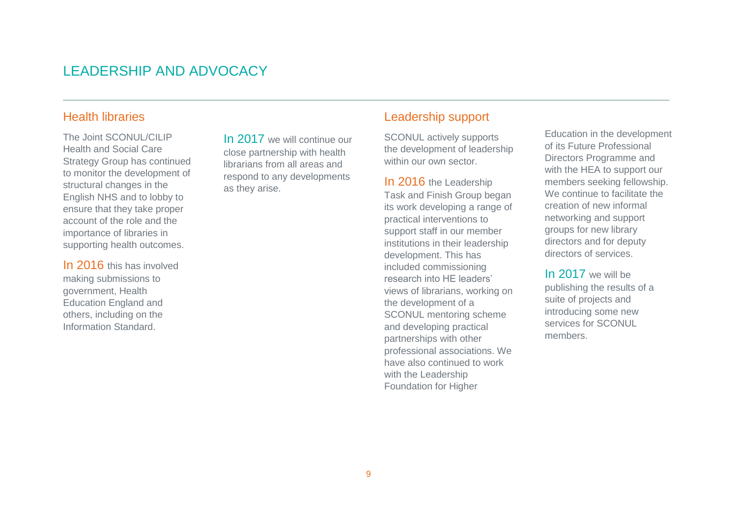# LEADERSHIP AND ADVOCACY

## Health libraries

The Joint SCONUL/CILIP Health and Social Care Strategy Group has continued to monitor the development of structural changes in the English NHS and to lobby to ensure that they take proper account of the role and the importance of libraries in supporting health outcomes.

In 2016 this has involved making submissions to government, Health Education England and others, including on the Information Standard.

In 2017 we will continue our close partnership with health librarians from all areas and respond to any developments as they arise.

## Leadership support

SCONUL actively supports the development of leadership within our own sector.

In 2016 the Leadership Task and Finish Group began its work developing a range of practical interventions to support staff in our member institutions in their leadership development. This has included commissioning research into HE leaders' views of librarians, working on the development of a SCONUL mentoring scheme and developing practical partnerships with other professional associations. We have also continued to work with the Leadership Foundation for Higher Education in the development of its Future Professional Directors Programme and with the HEA to support our members seeking fellowship. We continue to facilitate the creation of new informal networking and support groups for new library directors and for deputy directors of services.

In 2017 we will be publishing the results of a suite of projects and introducing some new services for SCONUL members.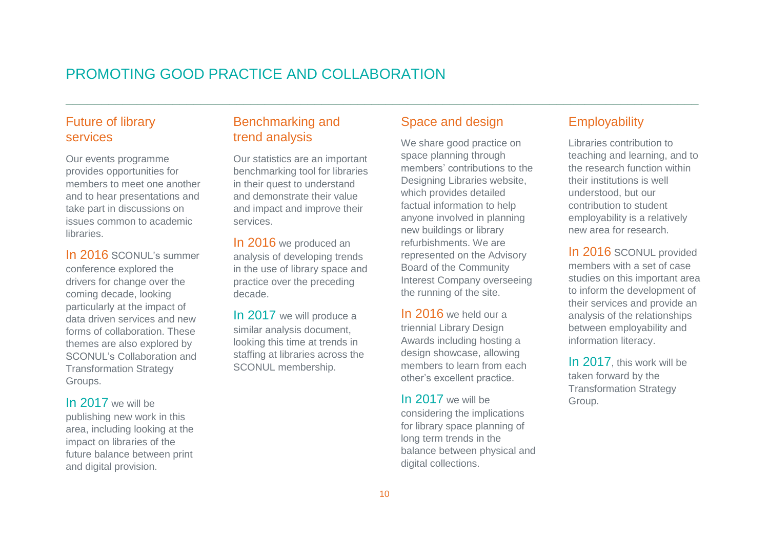# PROMOTING GOOD PRACTICE AND COLLABORATION

## Future of library services

Our events programme provides opportunities for members to meet one another and to hear presentations and take part in discussions on issues common to academic libraries.

In 2016 SCONUL's summer conference explored the drivers for change over the coming decade, looking particularly at the impact of data driven services and new forms of collaboration. These themes are also explored by SCONUL's Collaboration and Transformation Strategy Groups.

In 2017 we will be publishing new work in this area, including looking at the impact on libraries of the future balance between print and digital provision.

## Benchmarking and trend analysis

Our statistics are an important benchmarking tool for libraries in their quest to understand and demonstrate their value and impact and improve their services.

In 2016 we produced an analysis of developing trends in the use of library space and practice over the preceding decade.

In 2017 we will produce a similar analysis document, looking this time at trends in staffing at libraries across the SCONUL membership.

## Space and design

We share good practice on space planning through members' contributions to the Designing Libraries website, which provides detailed factual information to help anyone involved in planning new buildings or library refurbishments. We are represented on the Advisory Board of the Community Interest Company overseeing the running of the site.

In 2016 we held our a triennial Library Design Awards including hosting a design showcase, allowing members to learn from each other's excellent practice.

In 2017 we will be considering the implications for library space planning of long term trends in the balance between physical and digital collections.

## Employability

Libraries contribution to teaching and learning, and to the research function within their institutions is well understood, but our contribution to student employability is a relatively new area for research.

In 2016 SCONUL provided members with a set of case studies on this important area to inform the development of their services and provide an analysis of the relationships between employability and information literacy.

In 2017, this work will be taken forward by the Transformation Strategy Group.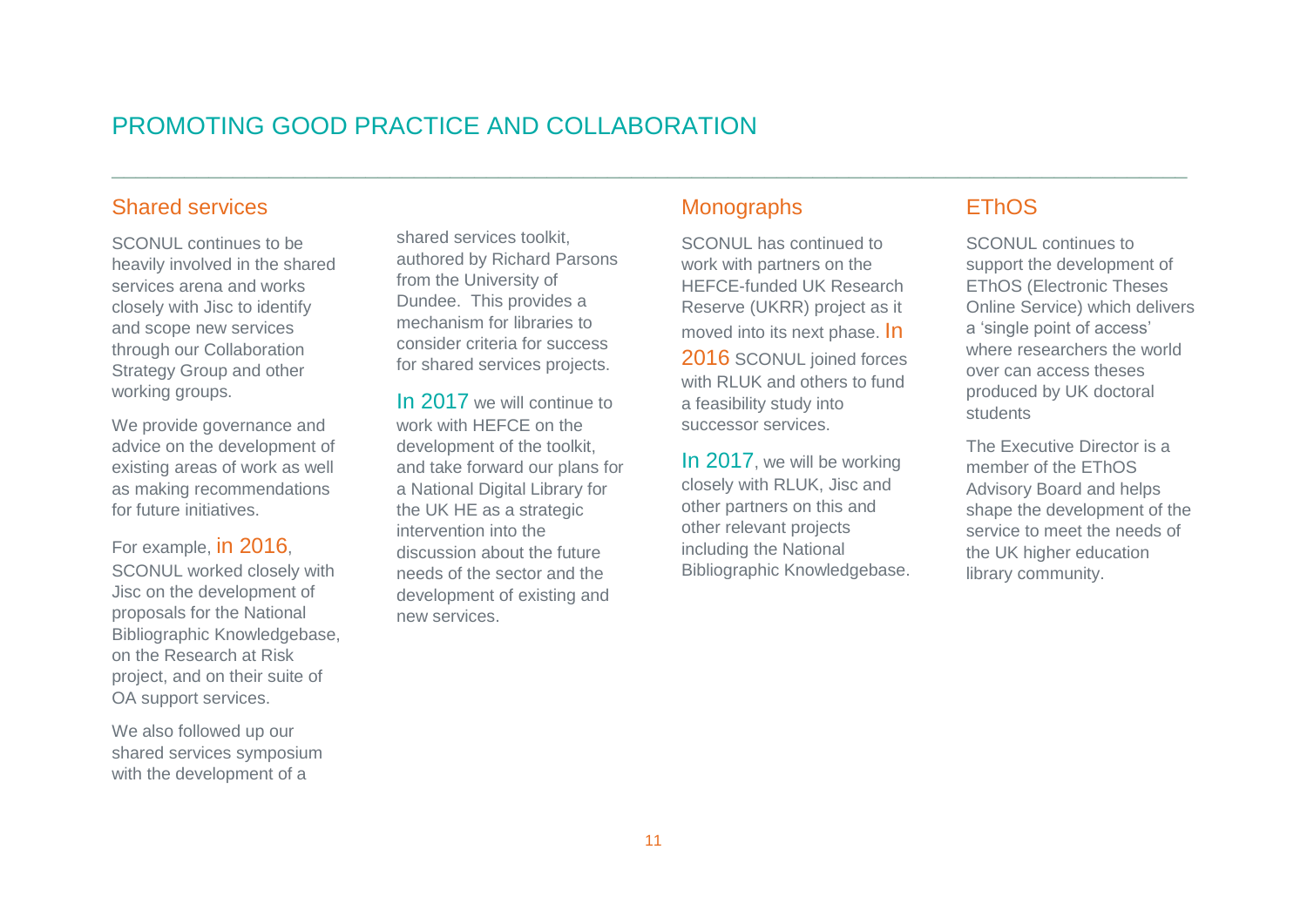# PROMOTING GOOD PRACTICE AND COLLABORATION

## Shared services

SCONUL continues to be heavily involved in the shared services arena and works closely with Jisc to identify and scope new services through our Collaboration Strategy Group and other working groups.

We provide governance and advice on the development of existing areas of work as well as making recommendations for future initiatives.

For example, in 2016, SCONUL worked closely with Jisc on the development of proposals for the National Bibliographic Knowledgebase, on the Research at Risk project, and on their suite of OA support services.

We also followed up our shared services symposium with the development of a shared services toolkit, authored by Richard Parsons from the University of Dundee. This provides a mechanism for libraries to consider criteria for success for shared services projects.

In 2017 we will continue to work with HEFCE on the development of the toolkit, and take forward our plans for a National Digital Library for the UK HE as a strategic intervention into the discussion about the future needs of the sector and the development of existing and new services.

## Monographs

SCONUL has continued to work with partners on the HEFCE-funded UK Research Reserve (UKRR) project as it moved into its next phase. In 2016 SCONUL joined forces with RLUK and others to fund a feasibility study into successor services.

In 2017, we will be working closely with RLUK, Jisc and other partners on this and other relevant projects including the National Bibliographic Knowledgebase.

## EThOS

SCONUL continues to support the development of EThOS (Electronic Theses Online Service) which delivers a 'single point of access' where researchers the world over can access theses produced by UK doctoral students

The Executive Director is a member of the EThOS Advisory Board and helps shape the development of the service to meet the needs of the UK higher education library community.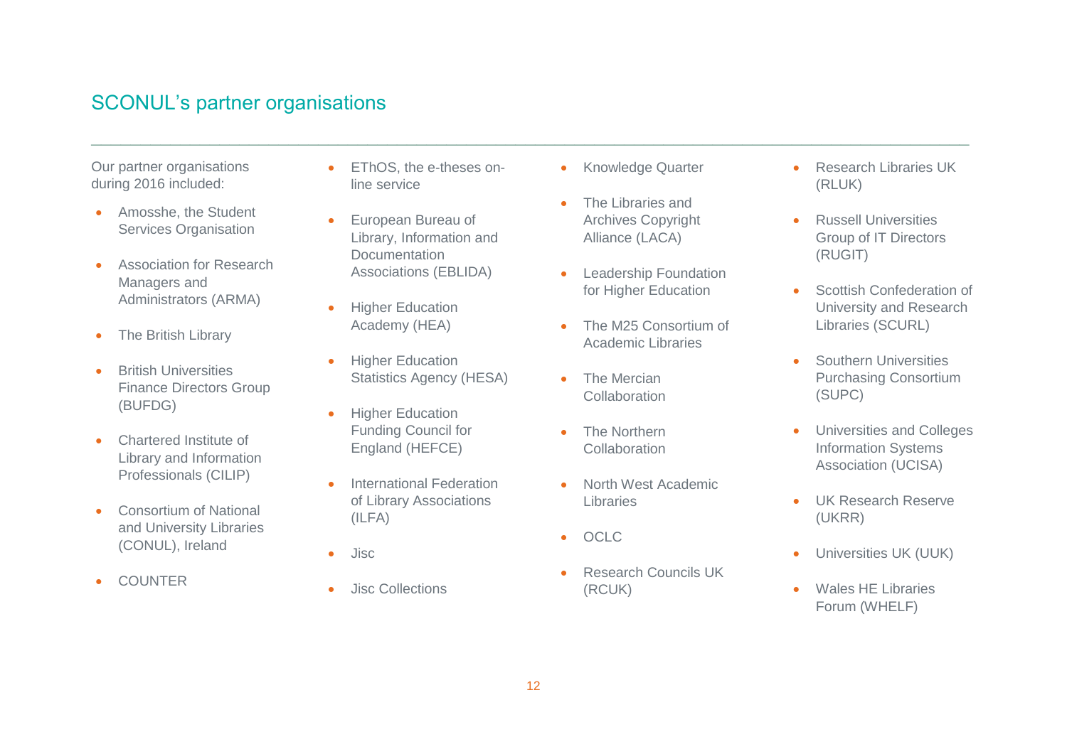## SCONUL's partner organisations

Our partner organisations during 2016 included:

- Amosshe, the Student Services Organisation
- Association for Research Managers and Administrators (ARMA)
- The British Library
- British Universities Finance Directors Group (BUFDG)
- Chartered Institute of Library and Information Professionals (CILIP)
- Consortium of National and University Libraries (CONUL), Ireland
- COUNTER
- EThOS, the e-theses on-line service
- European Bureau of Library, Information and Documentation Associations (EBLIDA)
- Higher Education Academy (HEA)
- Higher Education Statistics Agency (HESA)
- Higher Education Funding Council for England (HEFCE)
- International Federation of Library Associations (ILFA)
- Jisc
- Jisc Collections
- Knowledge Quarter
- The Libraries and Archives Copyright Alliance (LACA)
- Leadership Foundation for Higher Education
- The M25 Consortium of Academic Libraries
- The Mercian Collaboration
- The Northern Collaboration
- North West Academic Libraries
- OCLC
- Research Councils UK (RCUK)
- Research Libraries UK (RLUK)
- Russell Universities Group of IT Directors (RUGIT)
- Scottish Confederation of University and Research Libraries (SCURL)
- Southern Universities Purchasing Consortium (SUPC)
- Universities and Colleges Information Systems Association (UCISA)
- UK Research Reserve (UKRR)
- Universities UK (UUK)
- Wales HE Libraries Forum (WHELF)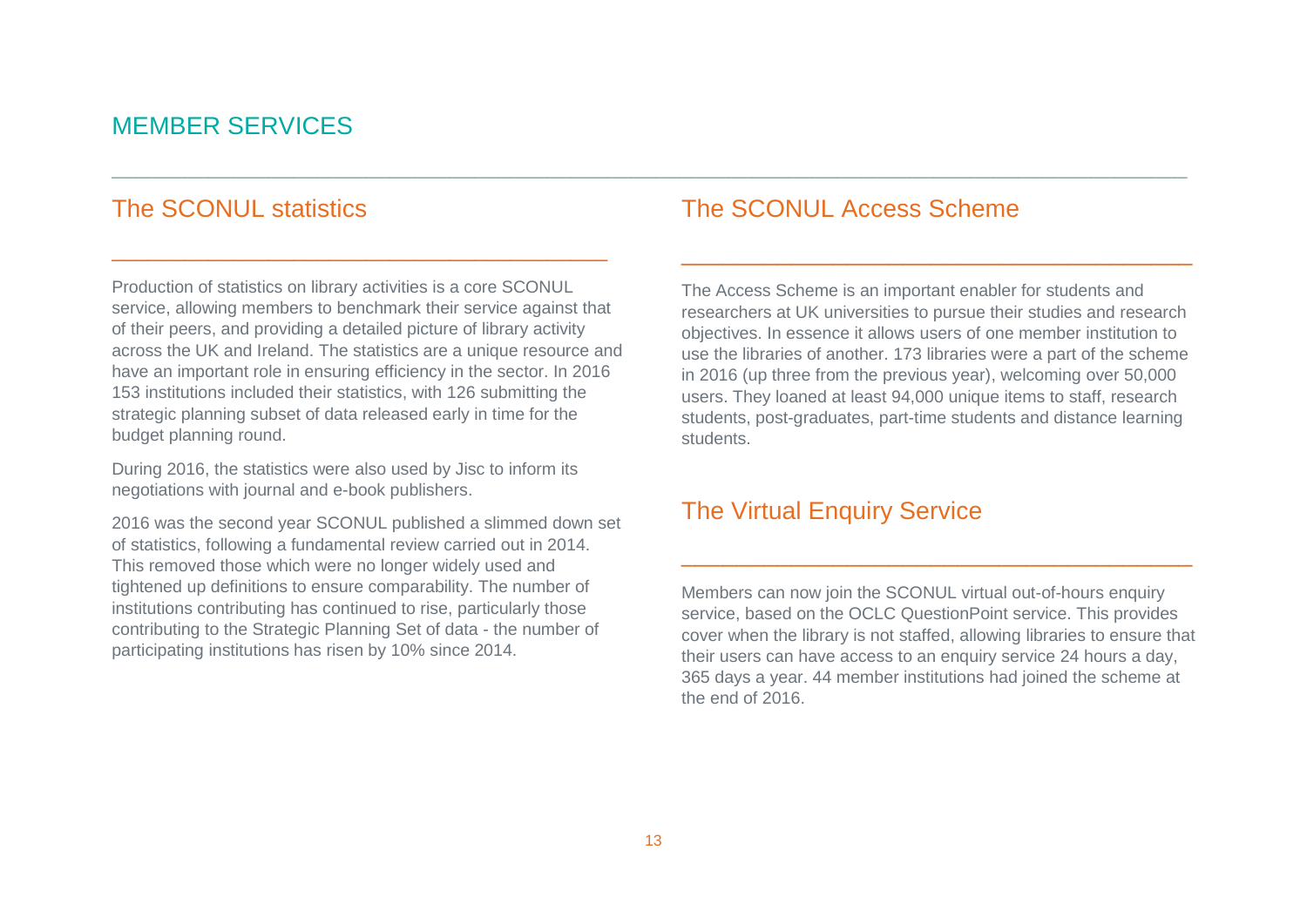# MEMBER SERVICES

## The SCONUL statistics

Production of statistics on library activities is a core SCONUL service, allowing members to benchmark their service against that of their peers, and providing a detailed picture of library activity across the UK and Ireland. The statistics are a unique resource and have an important role in ensuring efficiency in the sector. In 2016 153 institutions included their statistics, with 126 submitting the strategic planning subset of data released early in time for the budget planning round.

During 2016, the statistics were also used by Jisc to inform its negotiations with journal and e-book publishers.

2016 was the second year SCONUL published a slimmed down set of statistics, following a fundamental review carried out in 2014. This removed those which were no longer widely used and tightened up definitions to ensure comparability. The number of institutions contributing has continued to rise, particularly those contributing to the Strategic Planning Set of data - the number of participating institutions has risen by 10% since 2014.

## The SCONUL Access Scheme

The Access Scheme is an important enabler for students and researchers at UK universities to pursue their studies and research objectives. In essence it allows users of one member institution to use the libraries of another. 173 libraries were a part of the scheme in 2016 (up three from the previous year), welcoming over 50,000 users. They loaned at least 94,000 unique items to staff, research students, post-graduates, part-time students and distance learning students.

## The Virtual Enquiry Service

Members can now join the SCONUL virtual out-of-hours enquiry service, based on the OCLC QuestionPoint service. This provides cover when the library is not staffed, allowing libraries to ensure that their users can have access to an enquiry service 24 hours a day, 365 days a year. 44 member institutions had joined the scheme at the end of 2016.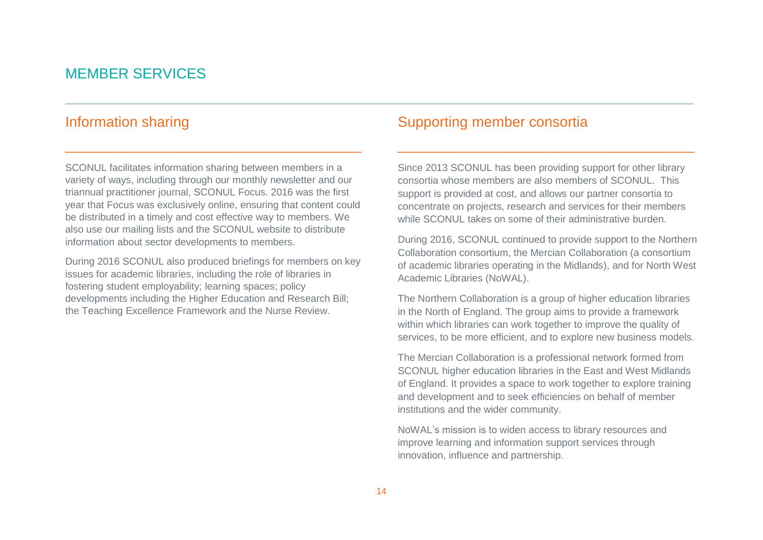# MEMBER SERVICES

## Information sharing

SCONUL facilitates information sharing between members in a variety of ways, including through our monthly newsletter and our triannual practitioner journal, SCONUL Focus. 2016 was the first year that Focus was exclusively online, ensuring that content could be distributed in a timely and cost effective way to members. We also use our mailing lists and the SCONUL website to distribute information about sector developments to members.

During 2016 SCONUL also produced briefings for members on key issues for academic libraries, including the role of libraries in fostering student employability; learning spaces; policy developments including the Higher Education and Research Bill; the Teaching Excellence Framework and the Nurse Review.

## Supporting member consortia

Since 2013 SCONUL has been providing support for other library consortia whose members are also members of SCONUL. This support is provided at cost, and allows our partner consortia to concentrate on projects, research and services for their members while SCONUL takes on some of their administrative burden.

During 2016, SCONUL continued to provide support to the Northern Collaboration consortium, the Mercian Collaboration (a consortium of academic libraries operating in the Midlands), and for North West Academic Libraries (NoWAL).

The Northern Collaboration is a group of higher education libraries in the North of England. The group aims to provide a framework within which libraries can work together to improve the quality of services, to be more efficient, and to explore new business models.

The Mercian Collaboration is a professional network formed from SCONUL higher education libraries in the East and West Midlands of England. It provides a space to work together to explore training and development and to seek efficiencies on behalf of member institutions and the wider community.

NoWAL's mission is to widen access to library resources and improve learning and information support services through innovation, influence and partnership.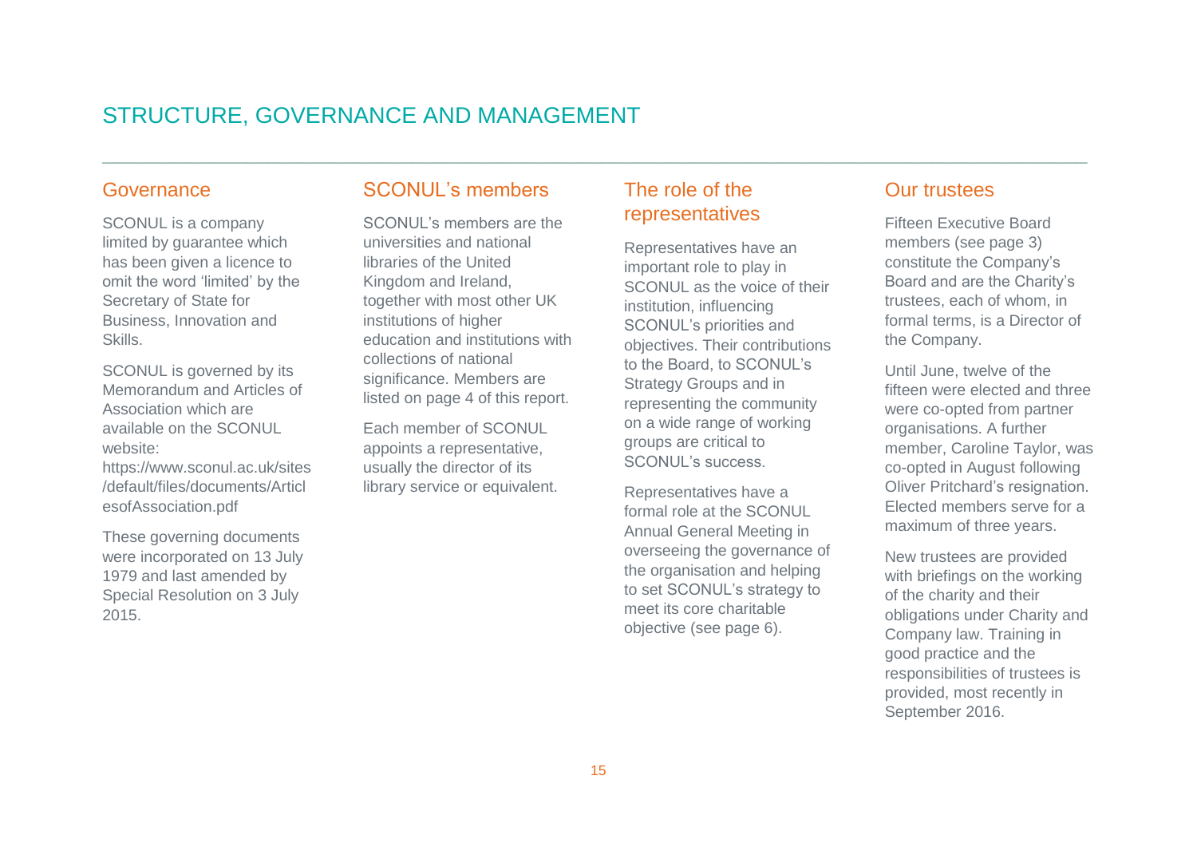# STRUCTURE, GOVERNANCE AND MANAGEMENT

## Governance

SCONUL is a company limited by guarantee which has been given a licence to omit the word 'limited' by the Secretary of State for Business, Innovation and Skills.

SCONUL is governed by its Memorandum and Articles of Association which are available on the SCONUL website: https://www.sconul.ac.uk/sites/default/files/documents/ArticlesofAssociation.pdf

These governing documents were incorporated on 13 July 1979 and last amended by Special Resolution on 3 July 2015.

## SCONUL's members

SCONUL's members are the universities and national libraries of the United Kingdom and Ireland, together with most other UK institutions of higher education and institutions with collections of national significance. Members are listed on page 4 of this report.

Each member of SCONUL appoints a representative, usually the director of its library service or equivalent.

## The role of the representatives

Representatives have an important role to play in SCONUL as the voice of their institution, influencing SCONUL's priorities and objectives. Their contributions to the Board, to SCONUL's Strategy Groups and in representing the community on a wide range of working groups are critical to SCONUL's success.

Representatives have a formal role at the SCONUL Annual General Meeting in overseeing the governance of the organisation and helping to set SCONUL's strategy to meet its core charitable objective (see page 6).

## Our trustees

Fifteen Executive Board members (see page 3) constitute the Company's Board and are the Charity's trustees, each of whom, in formal terms, is a Director of the Company.

Until June, twelve of the fifteen were elected and three were co-opted from partner organisations. A further member, Caroline Taylor, was co-opted in August following Oliver Pritchard's resignation. Elected members serve for a maximum of three years.

New trustees are provided with briefings on the working of the charity and their obligations under Charity and Company law. Training in good practice and the responsibilities of trustees is provided, most recently in September 2016.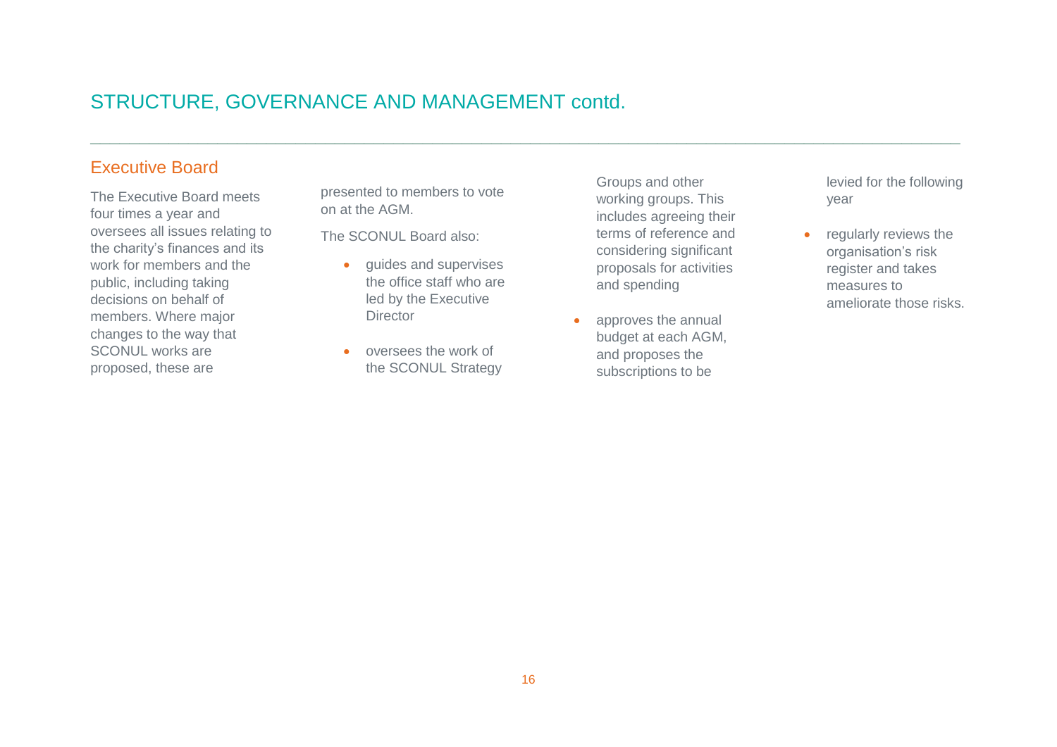## STRUCTURE, GOVERNANCE AND MANAGEMENT contd.

### Executive Board

The Executive Board meets four times a year and oversees all issues relating to the charity's finances and its work for members and the public, including taking decisions on behalf of members. Where major changes to the way that SCONUL works are proposed, these are presented to members to vote on at the AGM.

The SCONUL Board also:

- guides and supervises the office staff who are led by the Executive Director
- oversees the work of the SCONUL Strategy Groups and other working groups. This includes agreeing their terms of reference and considering significant proposals for activities and spending
- approves the annual budget at each AGM, and proposes the subscriptions to be levied for the following year
- regularly reviews the organisation's risk register and takes measures to ameliorate those risks.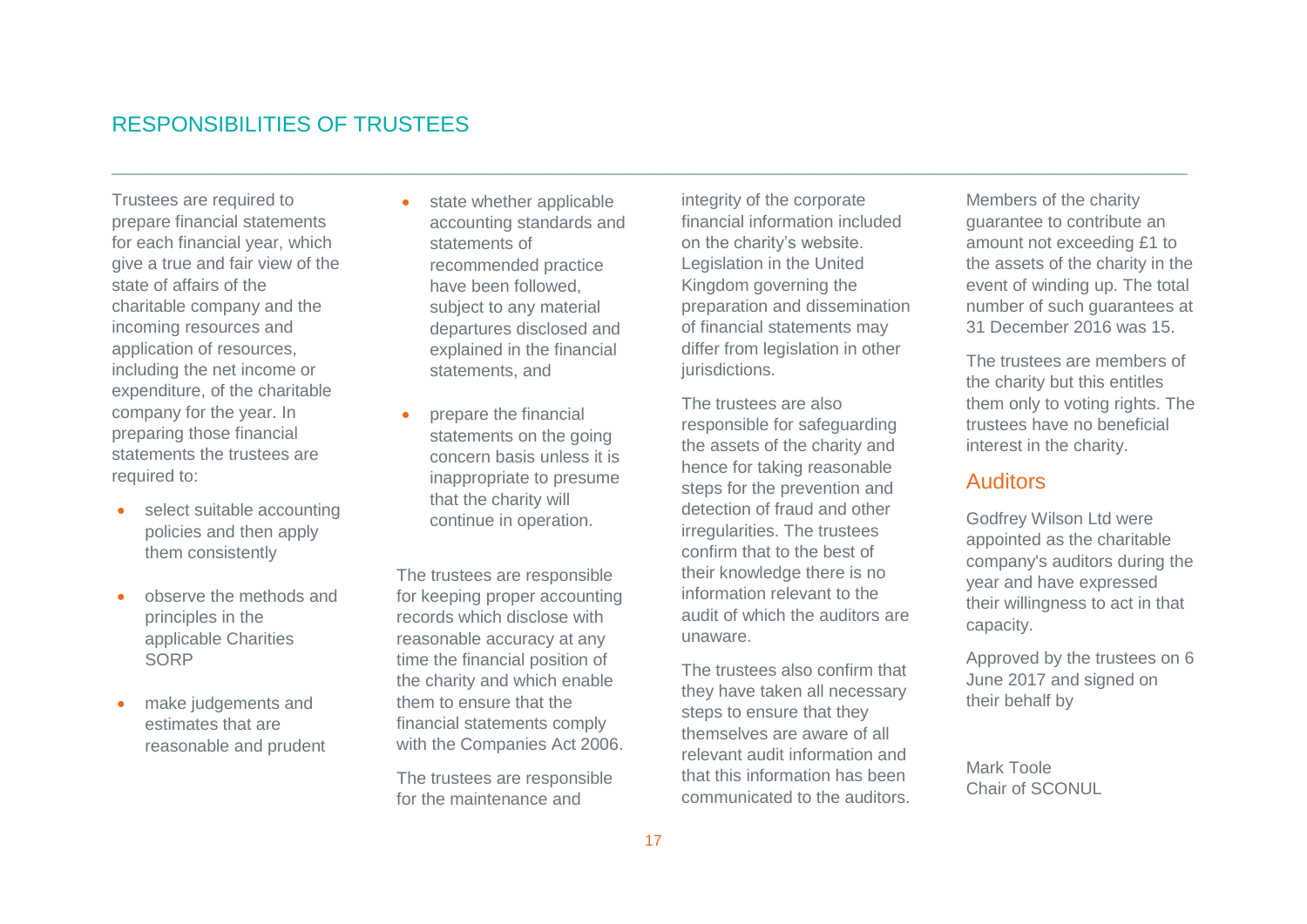## RESPONSIBILITIES OF TRUSTEES

Trustees are required to prepare financial statements for each financial year, which give a true and fair view of the state of affairs of the charitable company and the incoming resources and application of resources, including the net income or expenditure, of the charitable company for the year. In preparing those financial statements the trustees are required to:

- select suitable accounting policies and then apply them consistently
- observe the methods and principles in the applicable Charities SORP
- make judgements and estimates that are reasonable and prudent
- state whether applicable accounting standards and statements of recommended practice have been followed, subject to any material departures disclosed and explained in the financial statements, and
- prepare the financial statements on the going concern basis unless it is inappropriate to presume that the charity will continue in operation.

The trustees are responsible for keeping proper accounting records which disclose with reasonable accuracy at any time the financial position of the charity and which enable them to ensure that the financial statements comply with the Companies Act 2006.

The trustees are responsible for the maintenance and integrity of the corporate financial information included on the charity's website. Legislation in the United Kingdom governing the preparation and dissemination of financial statements may differ from legislation in other jurisdictions.

The trustees are also responsible for safeguarding the assets of the charity and hence for taking reasonable steps for the prevention and detection of fraud and other irregularities. The trustees confirm that to the best of their knowledge there is no information relevant to the audit of which the auditors are unaware.

The trustees also confirm that they have taken all necessary steps to ensure that they themselves are aware of all relevant audit information and that this information has been communicated to the auditors.

Members of the charity guarantee to contribute an amount not exceeding £1 to the assets of the charity in the event of winding up. The total number of such guarantees at 31 December 2016 was 15.

The trustees are members of the charity but this entitles them only to voting rights. The trustees have no beneficial interest in the charity.

### Auditors

Godfrey Wilson Ltd were appointed as the charitable company's auditors during the year and have expressed their willingness to act in that capacity.

Approved by the trustees on 6 June 2017 and signed on their behalf by

Mark Toole
Chair of SCONUL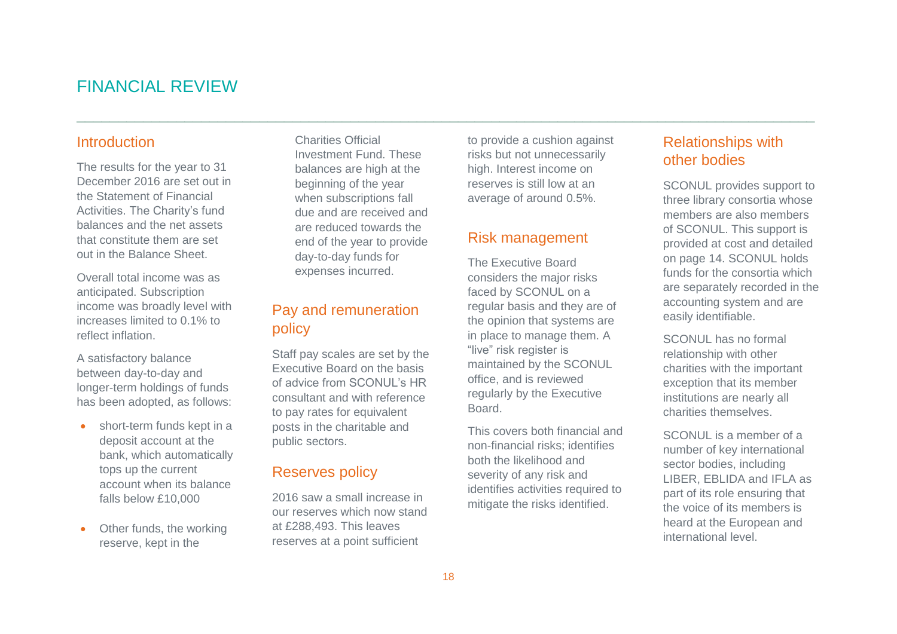# FINANCIAL REVIEW

## Introduction

The results for the year to 31 December 2016 are set out in the Statement of Financial Activities. The Charity's fund balances and the net assets that constitute them are set out in the Balance Sheet.

Overall total income was as anticipated. Subscription income was broadly level with increases limited to 0.1% to reflect inflation.

A satisfactory balance between day-to-day and longer-term holdings of funds has been adopted, as follows:

- short-term funds kept in a deposit account at the bank, which automatically tops up the current account when its balance falls below £10,000
- Other funds, the working reserve, kept in the Charities Official Investment Fund. These balances are high at the beginning of the year when subscriptions fall due and are received and are reduced towards the end of the year to provide day-to-day funds for expenses incurred.

## Pay and remuneration policy

Staff pay scales are set by the Executive Board on the basis of advice from SCONUL's HR consultant and with reference to pay rates for equivalent posts in the charitable and public sectors.

## Reserves policy

2016 saw a small increase in our reserves which now stand at £288,493. This leaves reserves at a point sufficient to provide a cushion against risks but not unnecessarily high. Interest income on reserves is still low at an average of around 0.5%.

## Risk management

The Executive Board considers the major risks faced by SCONUL on a regular basis and they are of the opinion that systems are in place to manage them. A "live" risk register is maintained by the SCONUL office, and is reviewed regularly by the Executive Board.

This covers both financial and non-financial risks; identifies both the likelihood and severity of any risk and identifies activities required to mitigate the risks identified.

## Relationships with other bodies

SCONUL provides support to three library consortia whose members are also members of SCONUL. This support is provided at cost and detailed on page 14. SCONUL holds funds for the consortia which are separately recorded in the accounting system and are easily identifiable.

SCONUL has no formal relationship with other charities with the important exception that its member institutions are nearly all charities themselves.

SCONUL is a member of a number of key international sector bodies, including LIBER, EBLIDA and IFLA as part of its role ensuring that the voice of its members is heard at the European and international level.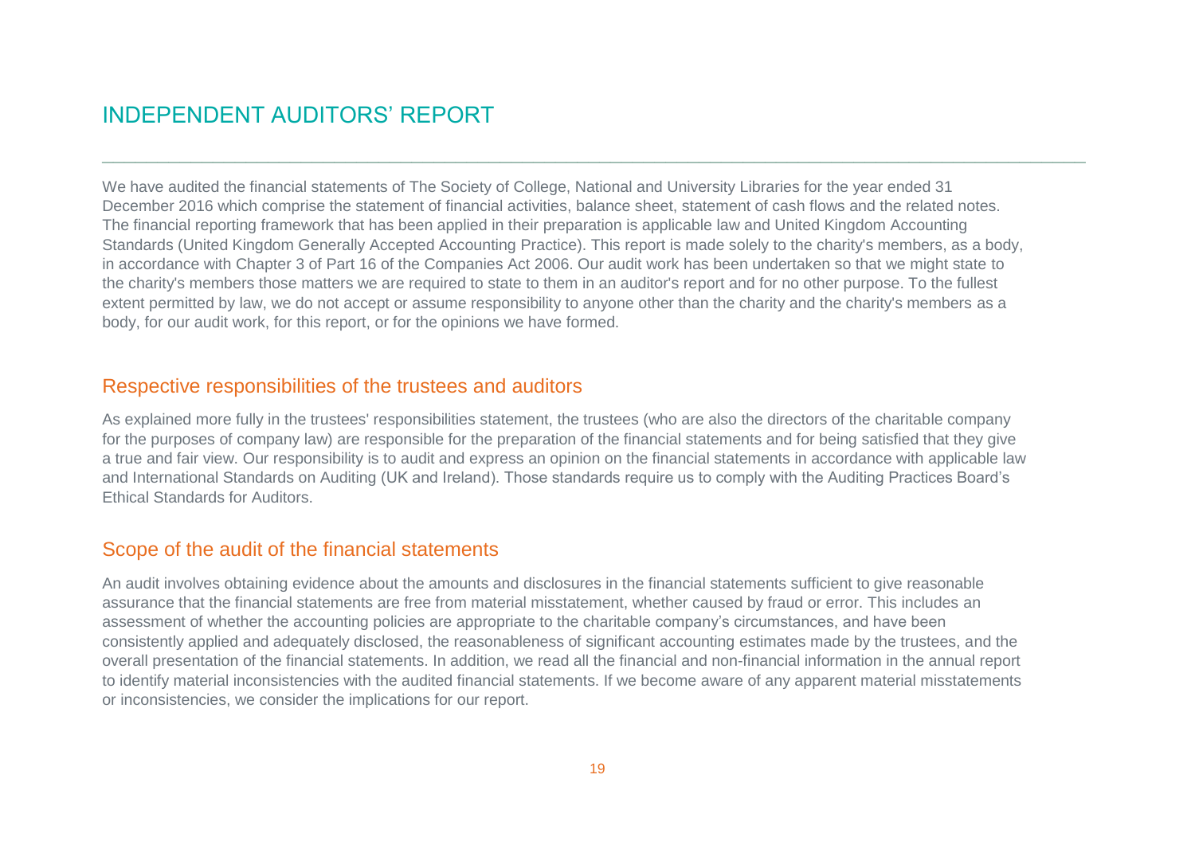# INDEPENDENT AUDITORS' REPORT

We have audited the financial statements of The Society of College, National and University Libraries for the year ended 31 December 2016 which comprise the statement of financial activities, balance sheet, statement of cash flows and the related notes. The financial reporting framework that has been applied in their preparation is applicable law and United Kingdom Accounting Standards (United Kingdom Generally Accepted Accounting Practice). This report is made solely to the charity's members, as a body, in accordance with Chapter 3 of Part 16 of the Companies Act 2006. Our audit work has been undertaken so that we might state to the charity's members those matters we are required to state to them in an auditor's report and for no other purpose. To the fullest extent permitted by law, we do not accept or assume responsibility to anyone other than the charity and the charity's members as a body, for our audit work, for this report, or for the opinions we have formed.

## Respective responsibilities of the trustees and auditors

As explained more fully in the trustees' responsibilities statement, the trustees (who are also the directors of the charitable company for the purposes of company law) are responsible for the preparation of the financial statements and for being satisfied that they give a true and fair view. Our responsibility is to audit and express an opinion on the financial statements in accordance with applicable law and International Standards on Auditing (UK and Ireland). Those standards require us to comply with the Auditing Practices Board's Ethical Standards for Auditors.

## Scope of the audit of the financial statements

An audit involves obtaining evidence about the amounts and disclosures in the financial statements sufficient to give reasonable assurance that the financial statements are free from material misstatement, whether caused by fraud or error. This includes an assessment of whether the accounting policies are appropriate to the charitable company's circumstances, and have been consistently applied and adequately disclosed, the reasonableness of significant accounting estimates made by the trustees, and the overall presentation of the financial statements. In addition, we read all the financial and non-financial information in the annual report to identify material inconsistencies with the audited financial statements. If we become aware of any apparent material misstatements or inconsistencies, we consider the implications for our report.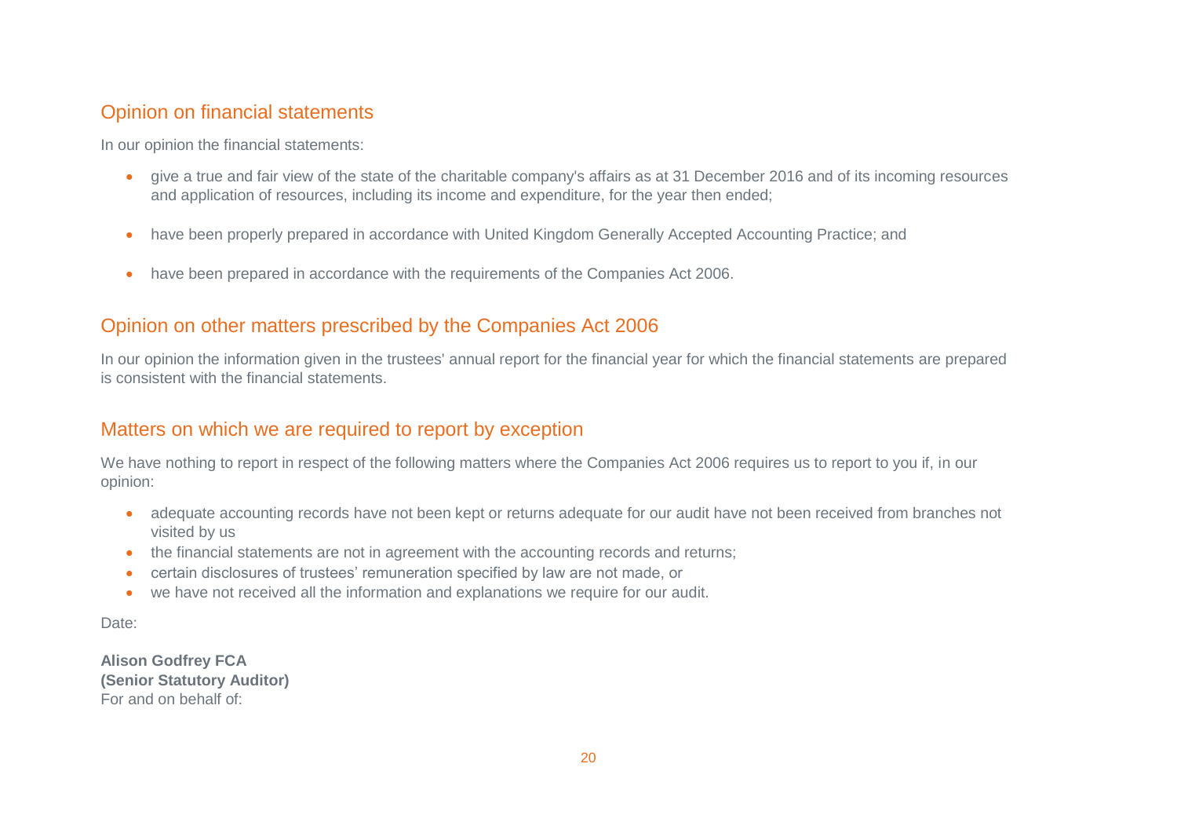## Opinion on financial statements

In our opinion the financial statements:

- give a true and fair view of the state of the charitable company's affairs as at 31 December 2016 and of its incoming resources and application of resources, including its income and expenditure, for the year then ended;
- have been properly prepared in accordance with United Kingdom Generally Accepted Accounting Practice; and
- have been prepared in accordance with the requirements of the Companies Act 2006.

## Opinion on other matters prescribed by the Companies Act 2006

In our opinion the information given in the trustees' annual report for the financial year for which the financial statements are prepared is consistent with the financial statements.

## Matters on which we are required to report by exception

We have nothing to report in respect of the following matters where the Companies Act 2006 requires us to report to you if, in our opinion:

- adequate accounting records have not been kept or returns adequate for our audit have not been received from branches not visited by us
- the financial statements are not in agreement with the accounting records and returns;
- certain disclosures of trustees' remuneration specified by law are not made, or
- we have not received all the information and explanations we require for our audit.

Date:

**Alison Godfrey FCA**
**(Senior Statutory Auditor)**
For and on behalf of: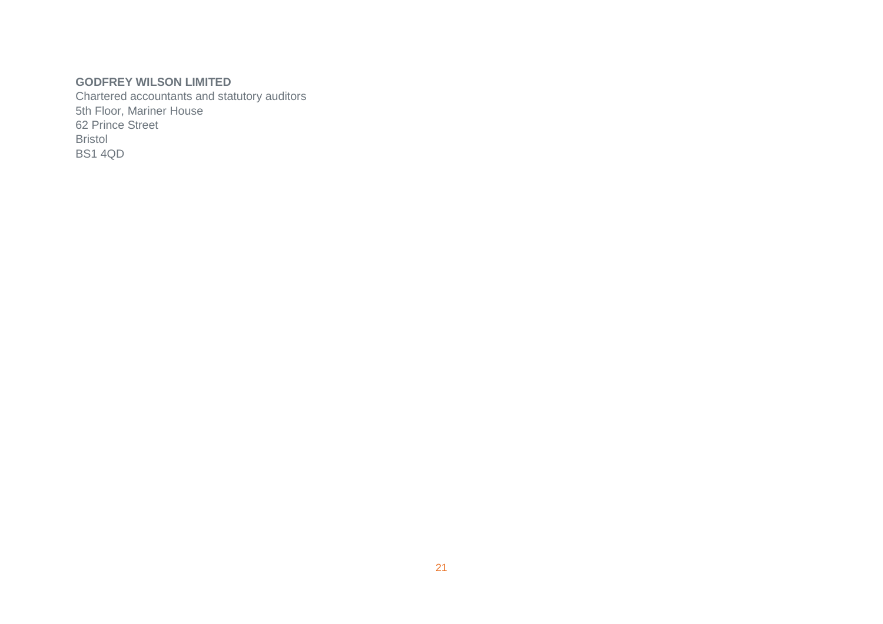**GODFREY WILSON LIMITED**
Chartered accountants and statutory auditors
5th Floor, Mariner House
62 Prince Street
Bristol
BS1 4QD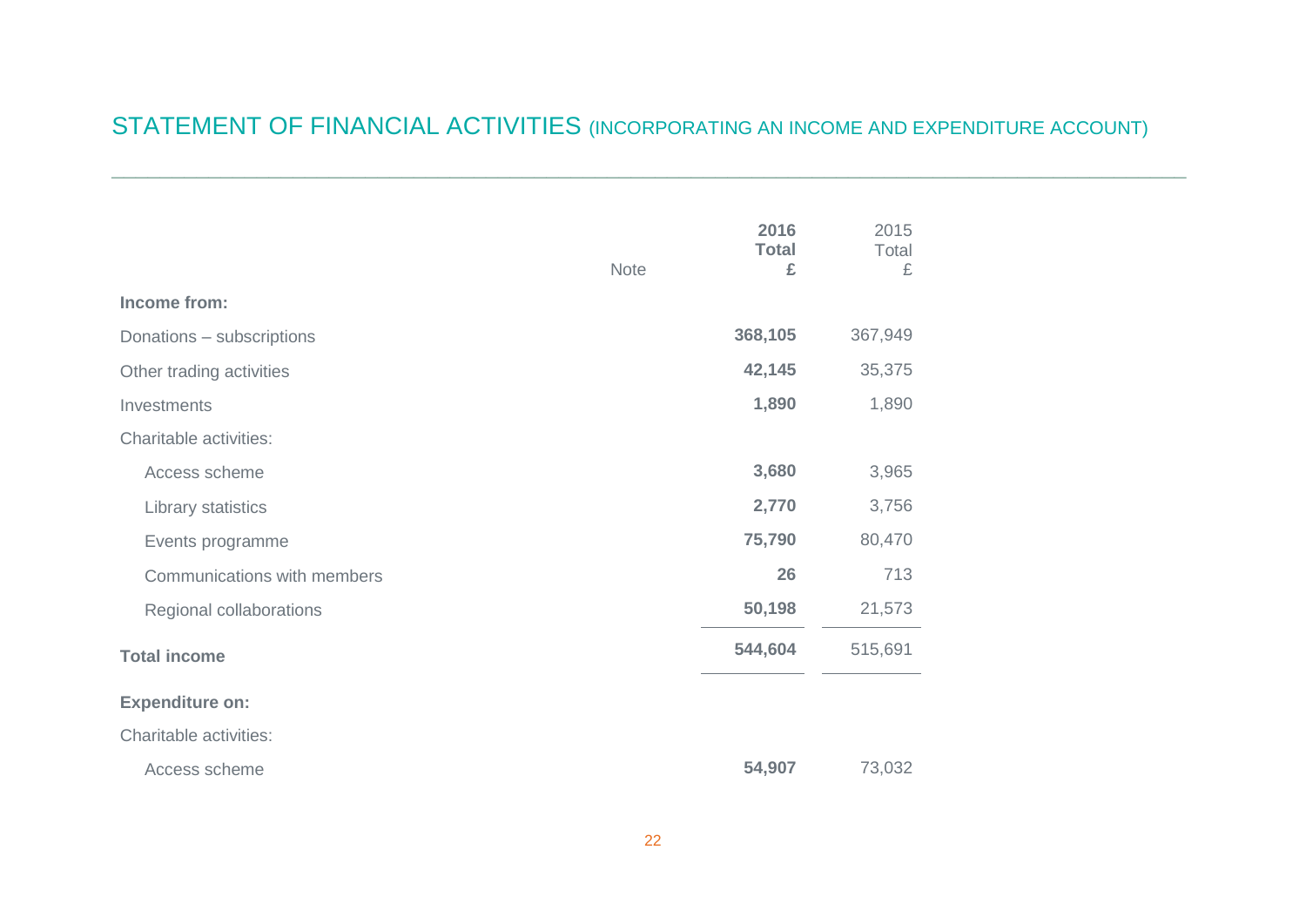# STATEMENT OF FINANCIAL ACTIVITIES (INCORPORATING AN INCOME AND EXPENDITURE ACCOUNT)

| | Note | **2016 Total £** | 2015 Total £ |
|---|---|---|---|
| **Income from:** | | | |
| Donations – subscriptions | | **368,105** | 367,949 |
| Other trading activities | | **42,145** | 35,375 |
| Investments | | **1,890** | 1,890 |
| Charitable activities: | | | |
| Access scheme | | **3,680** | 3,965 |
| Library statistics | | **2,770** | 3,756 |
| Events programme | | **75,790** | 80,470 |
| Communications with members | | **26** | 713 |
| Regional collaborations | | **50,198** | 21,573 |
| **Total income** | | **544,604** | 515,691 |
| **Expenditure on:** | | | |
| Charitable activities: | | | |
| Access scheme | | **54,907** | 73,032 |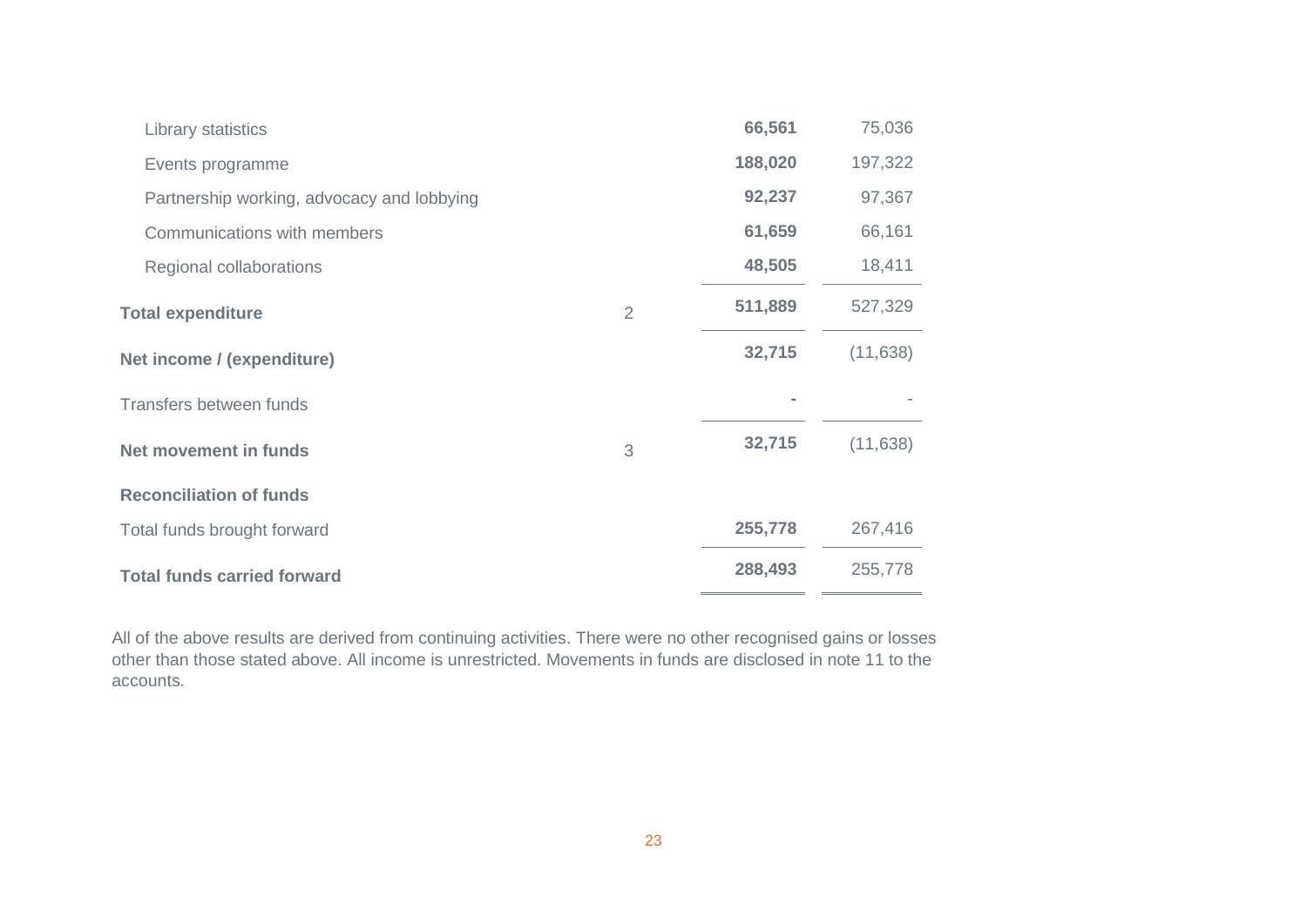| | Note | | |
|---|---|---|---|
| Library statistics | | **66,561** | 75,036 |
| Events programme | | **188,020** | 197,322 |
| Partnership working, advocacy and lobbying | | **92,237** | 97,367 |
| Communications with members | | **61,659** | 66,161 |
| Regional collaborations | | **48,505** | 18,411 |
| **Total expenditure** | 2 | **511,889** | 527,329 |
| **Net income / (expenditure)** | | **32,715** | (11,638) |
| Transfers between funds | | **-** | - |
| **Net movement in funds** | 3 | **32,715** | (11,638) |
| **Reconciliation of funds** | | | |
| Total funds brought forward | | **255,778** | 267,416 |
| **Total funds carried forward** | | **288,493** | 255,778 |

All of the above results are derived from continuing activities. There were no other recognised gains or losses other than those stated above. All income is unrestricted. Movements in funds are disclosed in note 11 to the accounts.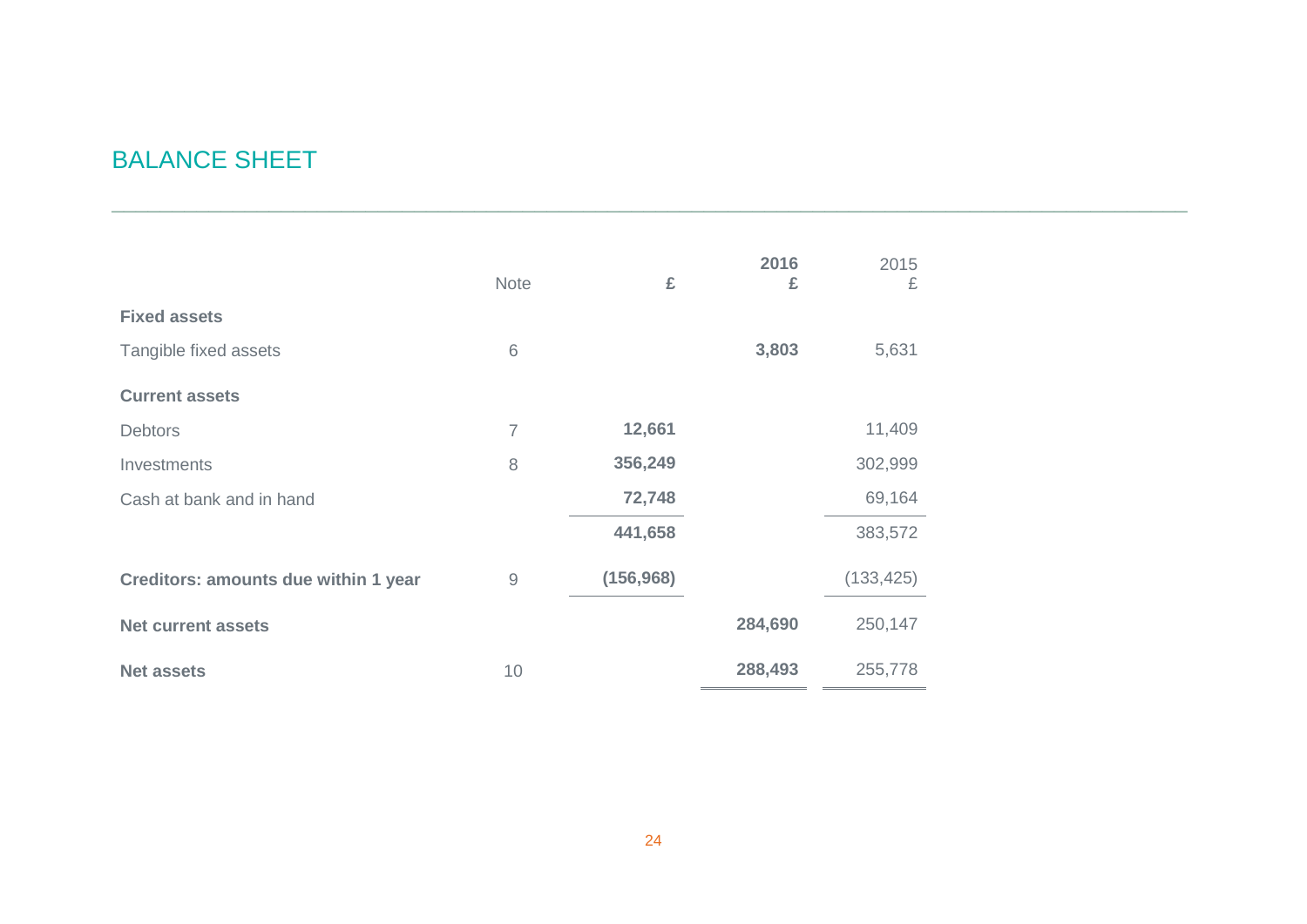# BALANCE SHEET

| | Note | £ | 2016<br>£ | 2015<br>£ |
|---|---|---|---|---|
| **Fixed assets** | | | | |
| Tangible fixed assets | 6 | | **3,803** | 5,631 |
| **Current assets** | | | | |
| Debtors | 7 | **12,661** | | 11,409 |
| Investments | 8 | **356,249** | | 302,999 |
| Cash at bank and in hand | | **72,748** | | 69,164 |
| | | **441,658** | | 383,572 |
| **Creditors: amounts due within 1 year** | 9 | **(156,968)** | | (133,425) |
| **Net current assets** | | | **284,690** | 250,147 |
| **Net assets** | 10 | | **288,493** | 255,778 |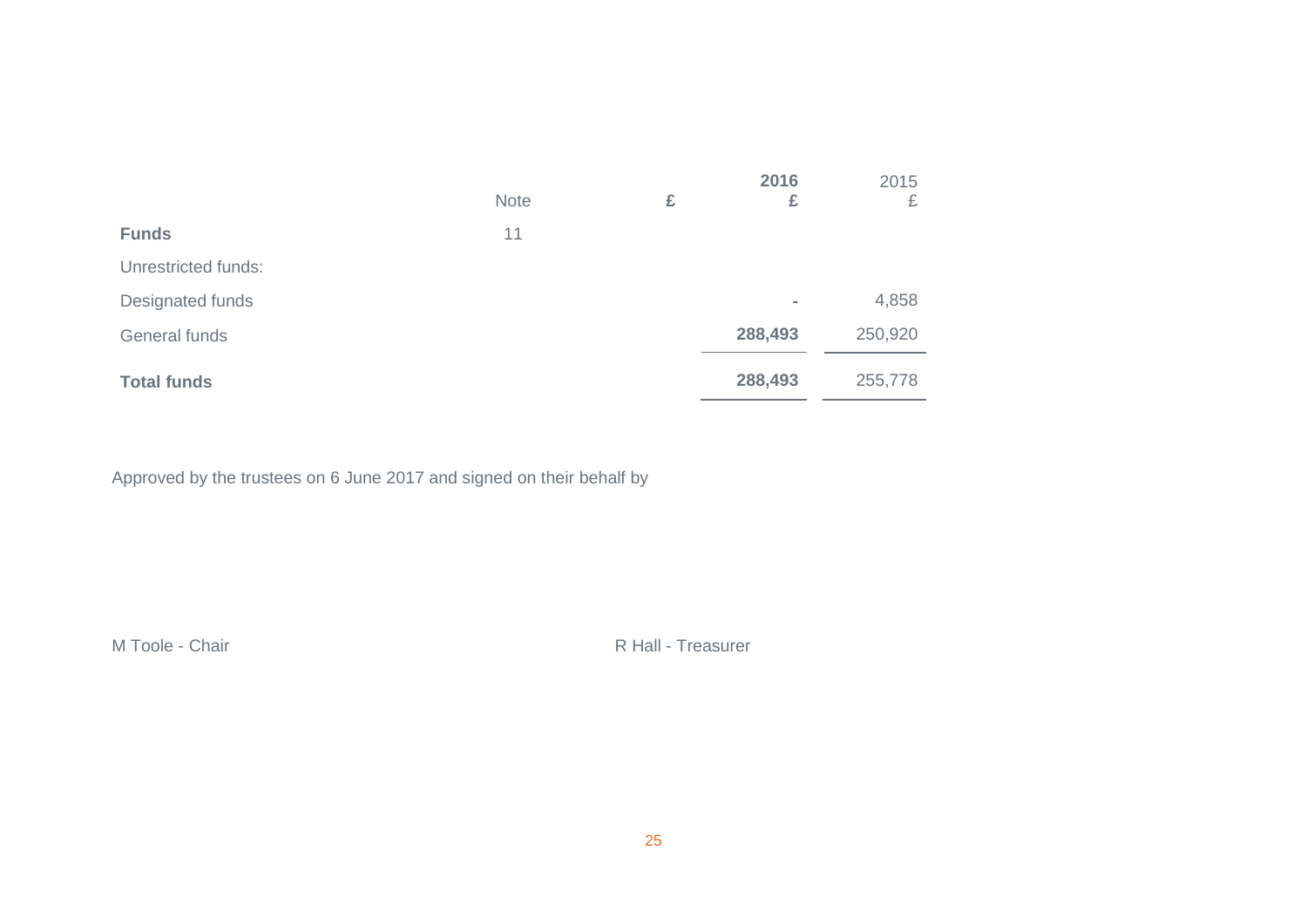| | Note | £ | 2016<br>£ | 2015<br>£ |
|---|---|---|---|---|
| **Funds** | 11 | | | |
| Unrestricted funds: | | | | |
| Designated funds | | | - | 4,858 |
| General funds | | | **288,493** | 250,920 |
| **Total funds** | | | **288,493** | 255,778 |

Approved by the trustees on 6 June 2017 and signed on their behalf by

M Toole - Chair

R Hall - Treasurer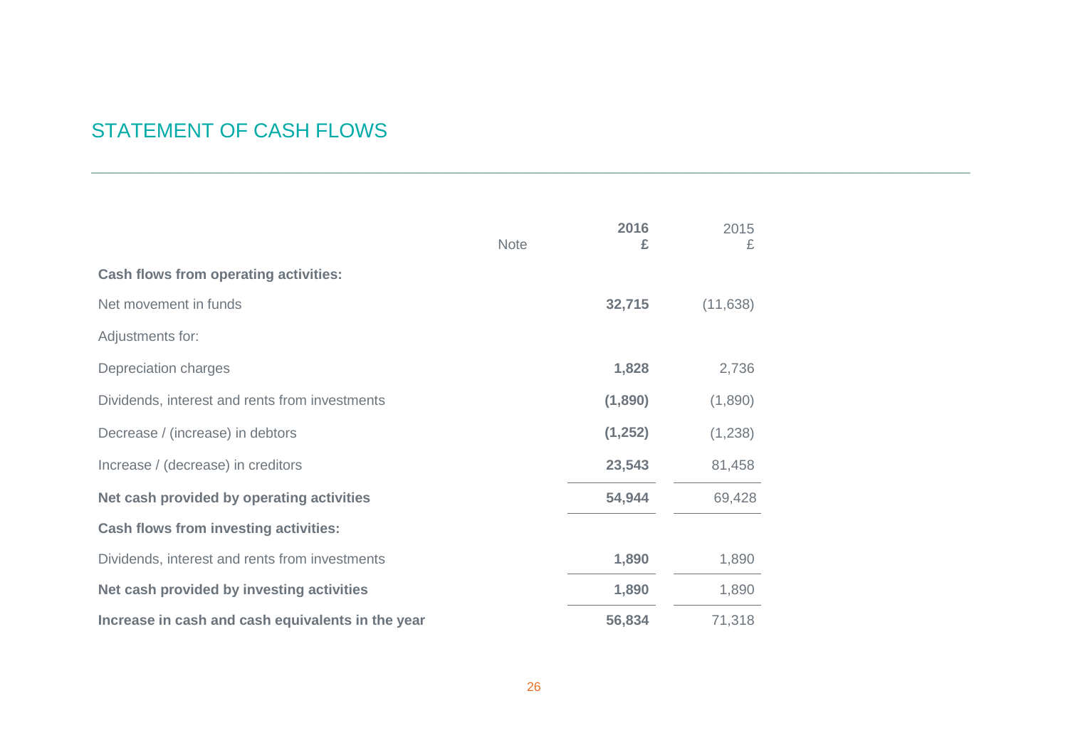# STATEMENT OF CASH FLOWS

| | Note | **2016** **£** | 2015 £ |
|---|---|---|---|
| **Cash flows from operating activities:** | | | |
| Net movement in funds | | **32,715** | (11,638) |
| Adjustments for: | | | |
| Depreciation charges | | **1,828** | 2,736 |
| Dividends, interest and rents from investments | | **(1,890)** | (1,890) |
| Decrease / (increase) in debtors | | **(1,252)** | (1,238) |
| Increase / (decrease) in creditors | | **23,543** | 81,458 |
| **Net cash provided by operating activities** | | **54,944** | 69,428 |
| **Cash flows from investing activities:** | | | |
| Dividends, interest and rents from investments | | **1,890** | 1,890 |
| **Net cash provided by investing activities** | | **1,890** | 1,890 |
| **Increase in cash and cash equivalents in the year** | | **56,834** | 71,318 |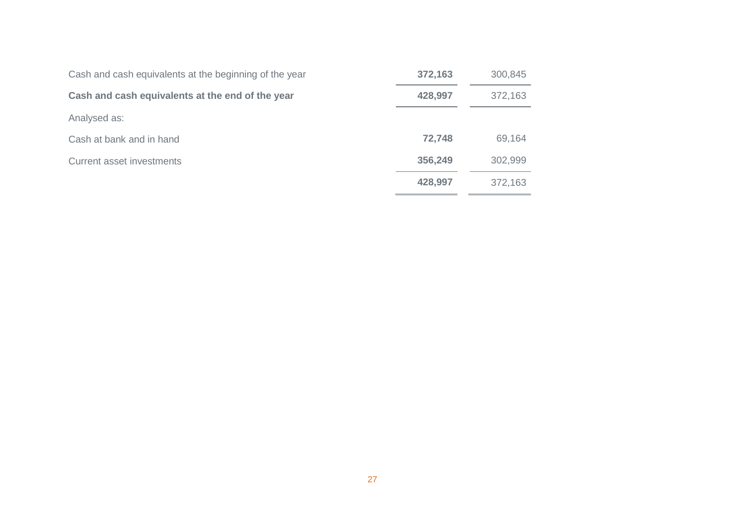| | | |
|---|---|---|
| Cash and cash equivalents at the beginning of the year | **372,163** | 300,845 |
| **Cash and cash equivalents at the end of the year** | **428,997** | 372,163 |
| Analysed as: | | |
| Cash at bank and in hand | **72,748** | 69,164 |
| Current asset investments | **356,249** | 302,999 |
| | **428,997** | 372,163 |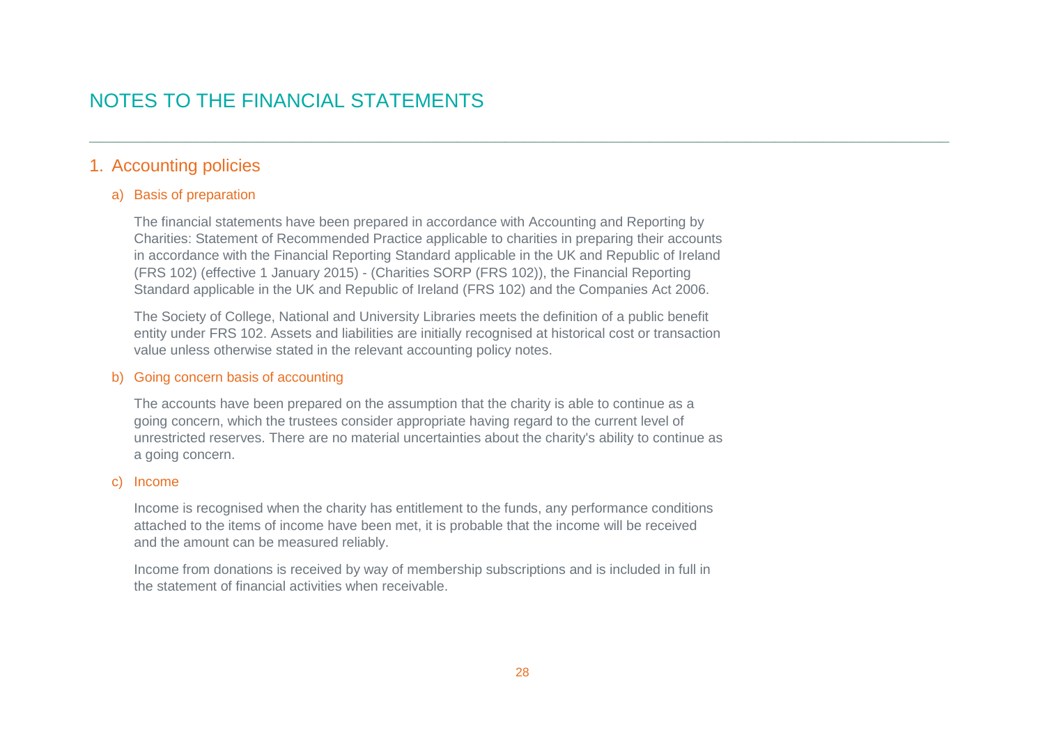# NOTES TO THE FINANCIAL STATEMENTS

## 1. Accounting policies

### a) Basis of preparation

The financial statements have been prepared in accordance with Accounting and Reporting by Charities: Statement of Recommended Practice applicable to charities in preparing their accounts in accordance with the Financial Reporting Standard applicable in the UK and Republic of Ireland (FRS 102) (effective 1 January 2015) - (Charities SORP (FRS 102)), the Financial Reporting Standard applicable in the UK and Republic of Ireland (FRS 102) and the Companies Act 2006.

The Society of College, National and University Libraries meets the definition of a public benefit entity under FRS 102. Assets and liabilities are initially recognised at historical cost or transaction value unless otherwise stated in the relevant accounting policy notes.

### b) Going concern basis of accounting

The accounts have been prepared on the assumption that the charity is able to continue as a going concern, which the trustees consider appropriate having regard to the current level of unrestricted reserves. There are no material uncertainties about the charity's ability to continue as a going concern.

### c) Income

Income is recognised when the charity has entitlement to the funds, any performance conditions attached to the items of income have been met, it is probable that the income will be received and the amount can be measured reliably.

Income from donations is received by way of membership subscriptions and is included in full in the statement of financial activities when receivable.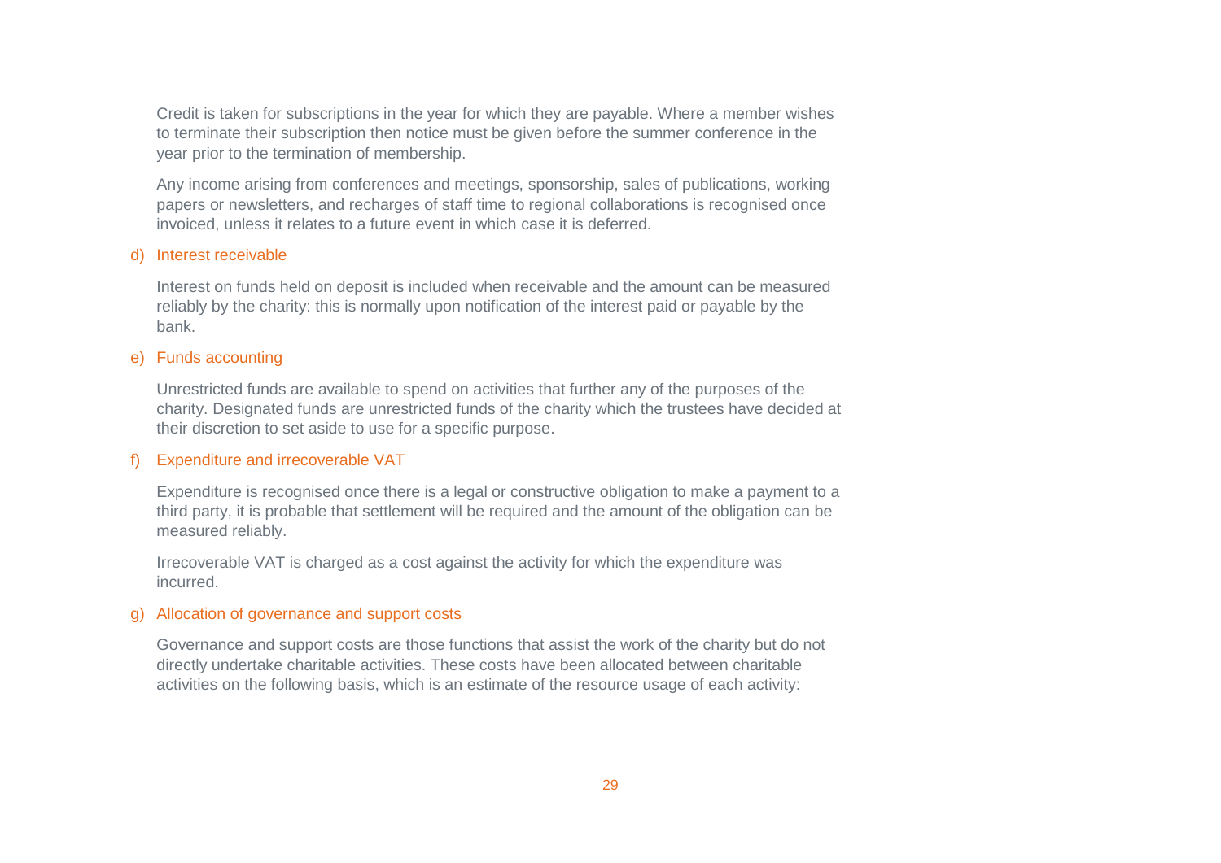Credit is taken for subscriptions in the year for which they are payable. Where a member wishes to terminate their subscription then notice must be given before the summer conference in the year prior to the termination of membership.

Any income arising from conferences and meetings, sponsorship, sales of publications, working papers or newsletters, and recharges of staff time to regional collaborations is recognised once invoiced, unless it relates to a future event in which case it is deferred.

### d) Interest receivable

Interest on funds held on deposit is included when receivable and the amount can be measured reliably by the charity: this is normally upon notification of the interest paid or payable by the bank.

### e) Funds accounting

Unrestricted funds are available to spend on activities that further any of the purposes of the charity. Designated funds are unrestricted funds of the charity which the trustees have decided at their discretion to set aside to use for a specific purpose.

### f) Expenditure and irrecoverable VAT

Expenditure is recognised once there is a legal or constructive obligation to make a payment to a third party, it is probable that settlement will be required and the amount of the obligation can be measured reliably.

Irrecoverable VAT is charged as a cost against the activity for which the expenditure was incurred.

### g) Allocation of governance and support costs

Governance and support costs are those functions that assist the work of the charity but do not directly undertake charitable activities. These costs have been allocated between charitable activities on the following basis, which is an estimate of the resource usage of each activity: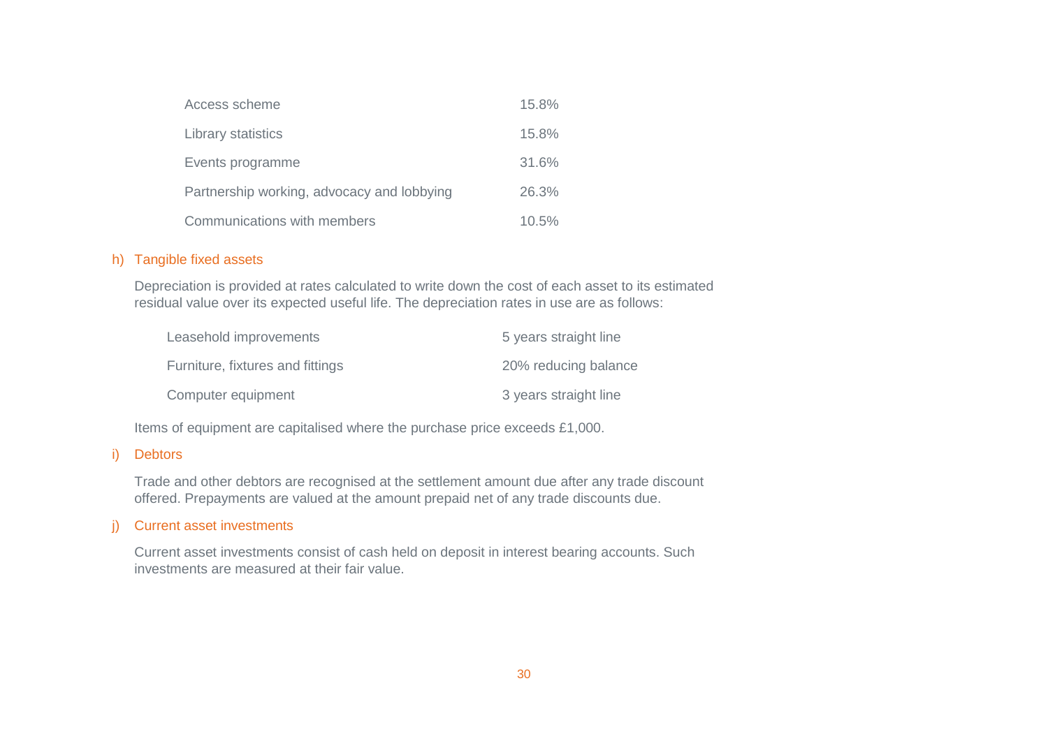| | |
|---|---|
| Access scheme | 15.8% |
| Library statistics | 15.8% |
| Events programme | 31.6% |
| Partnership working, advocacy and lobbying | 26.3% |
| Communications with members | 10.5% |

h) Tangible fixed assets

Depreciation is provided at rates calculated to write down the cost of each asset to its estimated residual value over its expected useful life. The depreciation rates in use are as follows:

| | |
|---|---|
| Leasehold improvements | 5 years straight line |
| Furniture, fixtures and fittings | 20% reducing balance |
| Computer equipment | 3 years straight line |

Items of equipment are capitalised where the purchase price exceeds £1,000.

i) Debtors

Trade and other debtors are recognised at the settlement amount due after any trade discount offered. Prepayments are valued at the amount prepaid net of any trade discounts due.

j) Current asset investments

Current asset investments consist of cash held on deposit in interest bearing accounts. Such investments are measured at their fair value.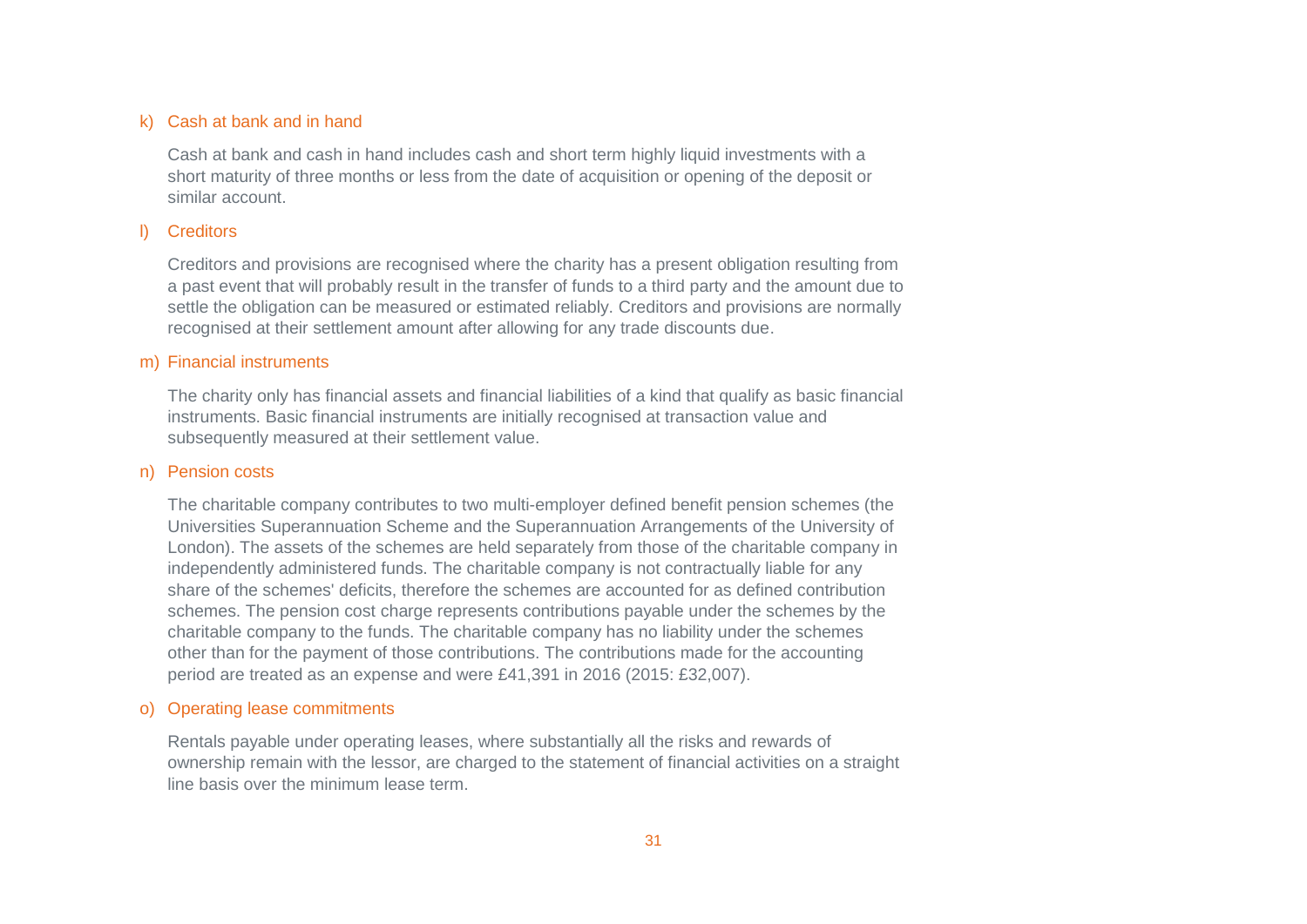### k) Cash at bank and in hand

Cash at bank and cash in hand includes cash and short term highly liquid investments with a short maturity of three months or less from the date of acquisition or opening of the deposit or similar account.

### l) Creditors

Creditors and provisions are recognised where the charity has a present obligation resulting from a past event that will probably result in the transfer of funds to a third party and the amount due to settle the obligation can be measured or estimated reliably. Creditors and provisions are normally recognised at their settlement amount after allowing for any trade discounts due.

### m) Financial instruments

The charity only has financial assets and financial liabilities of a kind that qualify as basic financial instruments. Basic financial instruments are initially recognised at transaction value and subsequently measured at their settlement value.

### n) Pension costs

The charitable company contributes to two multi-employer defined benefit pension schemes (the Universities Superannuation Scheme and the Superannuation Arrangements of the University of London). The assets of the schemes are held separately from those of the charitable company in independently administered funds. The charitable company is not contractually liable for any share of the schemes' deficits, therefore the schemes are accounted for as defined contribution schemes. The pension cost charge represents contributions payable under the schemes by the charitable company to the funds. The charitable company has no liability under the schemes other than for the payment of those contributions. The contributions made for the accounting period are treated as an expense and were £41,391 in 2016 (2015: £32,007).

### o) Operating lease commitments

Rentals payable under operating leases, where substantially all the risks and rewards of ownership remain with the lessor, are charged to the statement of financial activities on a straight line basis over the minimum lease term.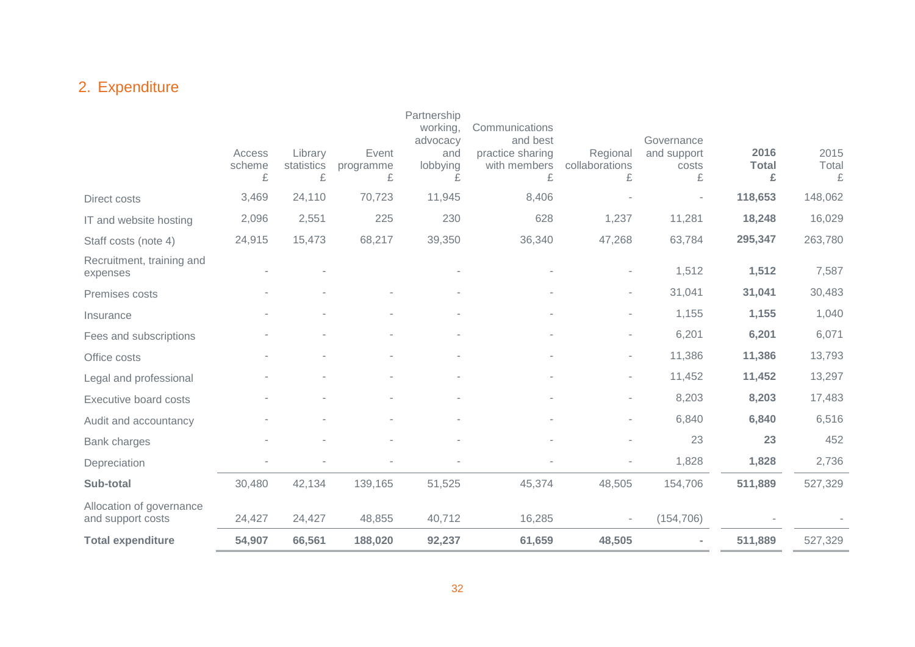## 2. Expenditure

| | Access scheme £ | Library statistics £ | Event programme £ | Partnership working, advocacy and lobbying £ | Communications and best practice sharing with members £ | Regional collaborations £ | Governance and support costs £ | **2016 Total £** | 2015 Total £ |
|---|---|---|---|---|---|---|---|---|---|
| Direct costs | 3,469 | 24,110 | 70,723 | 11,945 | 8,406 | - | - | **118,653** | 148,062 |
| IT and website hosting | 2,096 | 2,551 | 225 | 230 | 628 | 1,237 | 11,281 | **18,248** | 16,029 |
| Staff costs (note 4) | 24,915 | 15,473 | 68,217 | 39,350 | 36,340 | 47,268 | 63,784 | **295,347** | 263,780 |
| Recruitment, training and expenses | - | - | | - | - | - | 1,512 | **1,512** | 7,587 |
| Premises costs | - | - | - | - | - | - | 31,041 | **31,041** | 30,483 |
| Insurance | - | - | - | - | - | - | 1,155 | **1,155** | 1,040 |
| Fees and subscriptions | - | - | - | - | - | - | 6,201 | **6,201** | 6,071 |
| Office costs | - | - | - | - | - | - | 11,386 | **11,386** | 13,793 |
| Legal and professional | - | - | - | - | - | - | 11,452 | **11,452** | 13,297 |
| Executive board costs | - | - | - | - | - | - | 8,203 | **8,203** | 17,483 |
| Audit and accountancy | - | - | - | - | - | - | 6,840 | **6,840** | 6,516 |
| Bank charges | - | - | - | - | - | - | 23 | **23** | 452 |
| Depreciation | - | - | - | - | - | - | 1,828 | **1,828** | 2,736 |
| **Sub-total** | 30,480 | 42,134 | 139,165 | 51,525 | 45,374 | 48,505 | 154,706 | **511,889** | 527,329 |
| Allocation of governance and support costs | 24,427 | 24,427 | 48,855 | 40,712 | 16,285 | - | (154,706) | - | - |
| **Total expenditure** | **54,907** | **66,561** | **188,020** | **92,237** | **61,659** | **48,505** | **-** | **511,889** | 527,329 |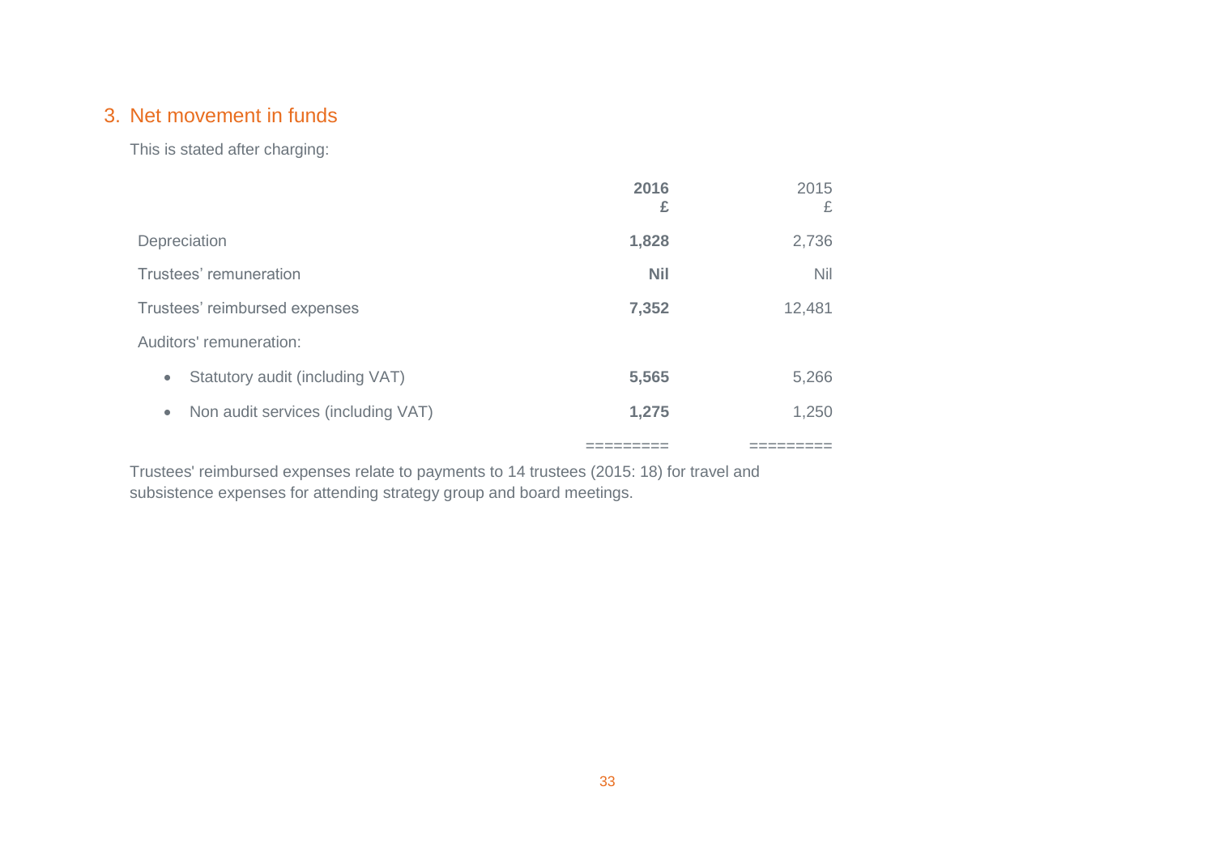## 3. Net movement in funds

This is stated after charging:

| | **2016 £** | 2015 £ |
|---|---|---|
| Depreciation | **1,828** | 2,736 |
| Trustees' remuneration | **Nil** | Nil |
| Trustees' reimbursed expenses | **7,352** | 12,481 |
| Auditors' remuneration: | | |
| • Statutory audit (including VAT) | **5,565** | 5,266 |
| • Non audit services (including VAT) | **1,275** | 1,250 |
| | ========= | ========= |

Trustees' reimbursed expenses relate to payments to 14 trustees (2015: 18) for travel and subsistence expenses for attending strategy group and board meetings.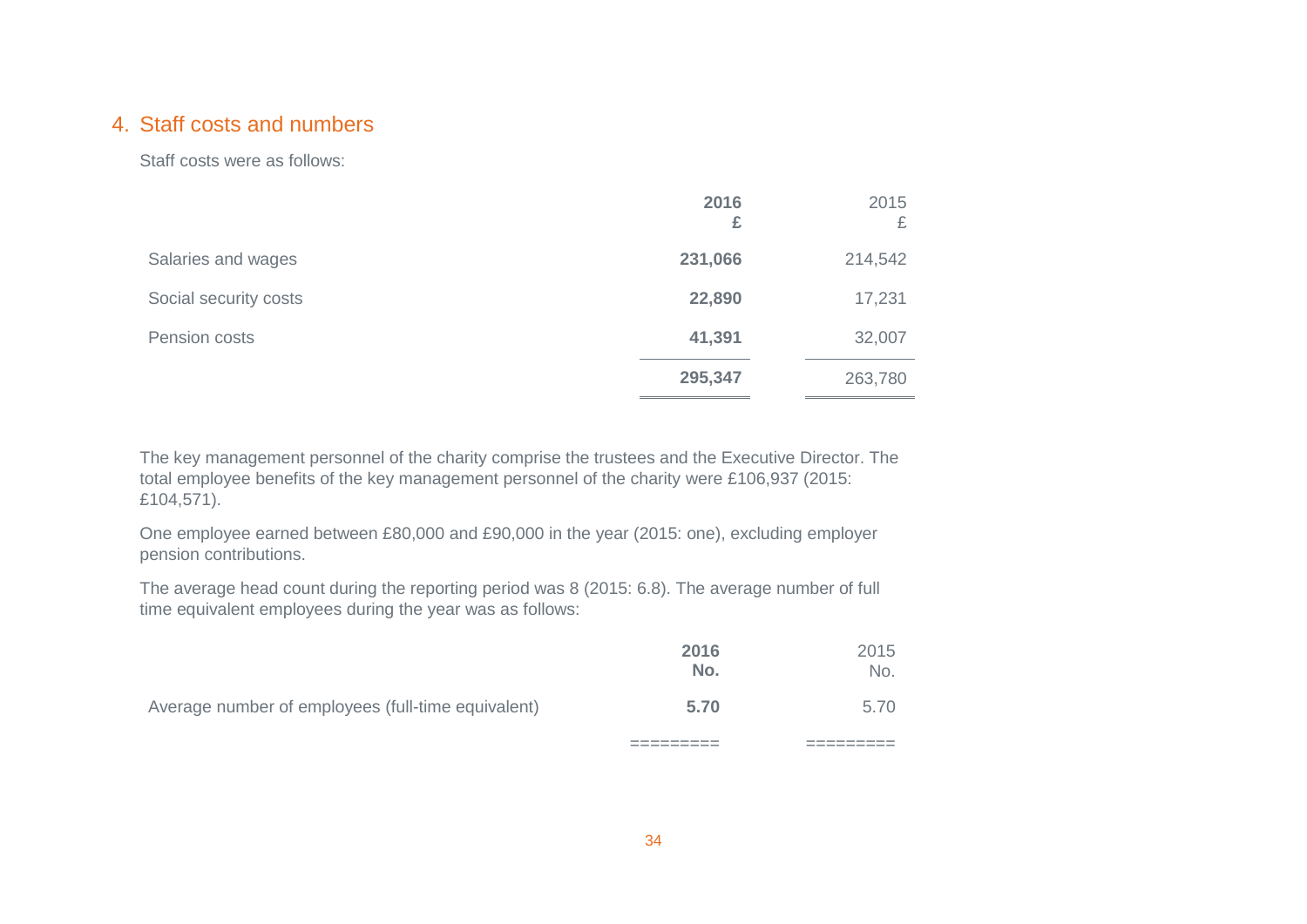## 4. Staff costs and numbers

Staff costs were as follows:

| | **2016** | 2015 |
|---|---|---|
| | **£** | £ |
| Salaries and wages | **231,066** | 214,542 |
| Social security costs | **22,890** | 17,231 |
| Pension costs | **41,391** | 32,007 |
| | **295,347** | 263,780 |

The key management personnel of the charity comprise the trustees and the Executive Director. The total employee benefits of the key management personnel of the charity were £106,937 (2015: £104,571).

One employee earned between £80,000 and £90,000 in the year (2015: one), excluding employer pension contributions.

The average head count during the reporting period was 8 (2015: 6.8). The average number of full time equivalent employees during the year was as follows:

| | **2016** | 2015 |
|---|---|---|
| | **No.** | No. |
| Average number of employees (full-time equivalent) | **5.70** | 5.70 |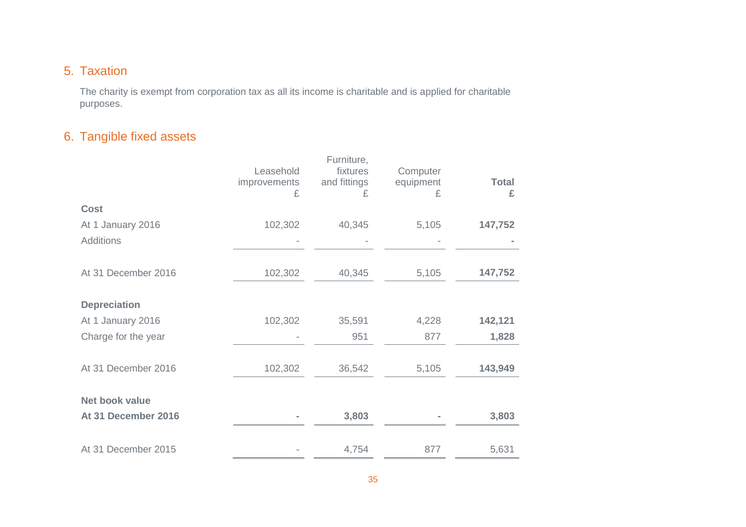## 5. Taxation

The charity is exempt from corporation tax as all its income is charitable and is applied for charitable purposes.

## 6. Tangible fixed assets

| | Leasehold improvements £ | Furniture, fixtures and fittings £ | Computer equipment £ | **Total £** |
|---|---|---|---|---|
| **Cost** | | | | |
| At 1 January 2016 | 102,302 | 40,345 | 5,105 | **147,752** |
| Additions | - | - | - | **-** |
| At 31 December 2016 | 102,302 | 40,345 | 5,105 | **147,752** |
| **Depreciation** | | | | |
| At 1 January 2016 | 102,302 | 35,591 | 4,228 | **142,121** |
| Charge for the year | - | 951 | 877 | **1,828** |
| At 31 December 2016 | 102,302 | 36,542 | 5,105 | **143,949** |
| **Net book value** | | | | |
| **At 31 December 2016** | **-** | **3,803** | **-** | **3,803** |
| At 31 December 2015 | - | 4,754 | 877 | 5,631 |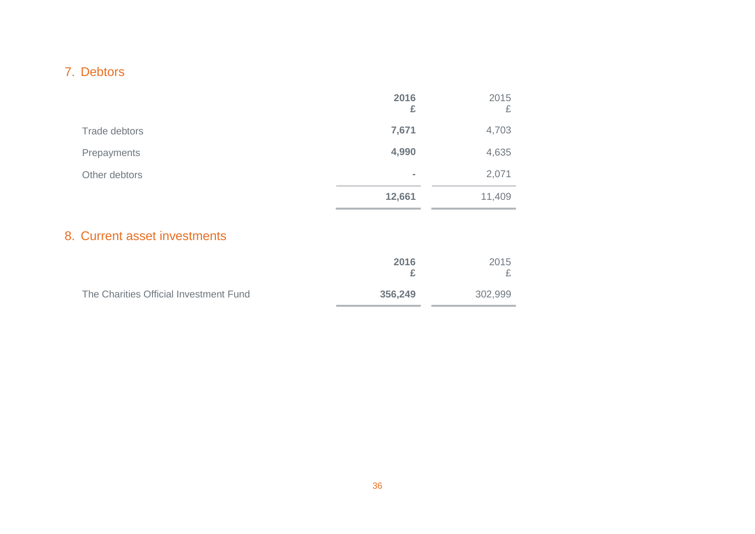## 7. Debtors

| | 2016<br>£ | 2015<br>£ |
|---|---|---|
| Trade debtors | **7,671** | 4,703 |
| Prepayments | **4,990** | 4,635 |
| Other debtors | **-** | 2,071 |
| | **12,661** | 11,409 |

## 8. Current asset investments

| | 2016<br>£ | 2015<br>£ |
|---|---|---|
| The Charities Official Investment Fund | **356,249** | 302,999 |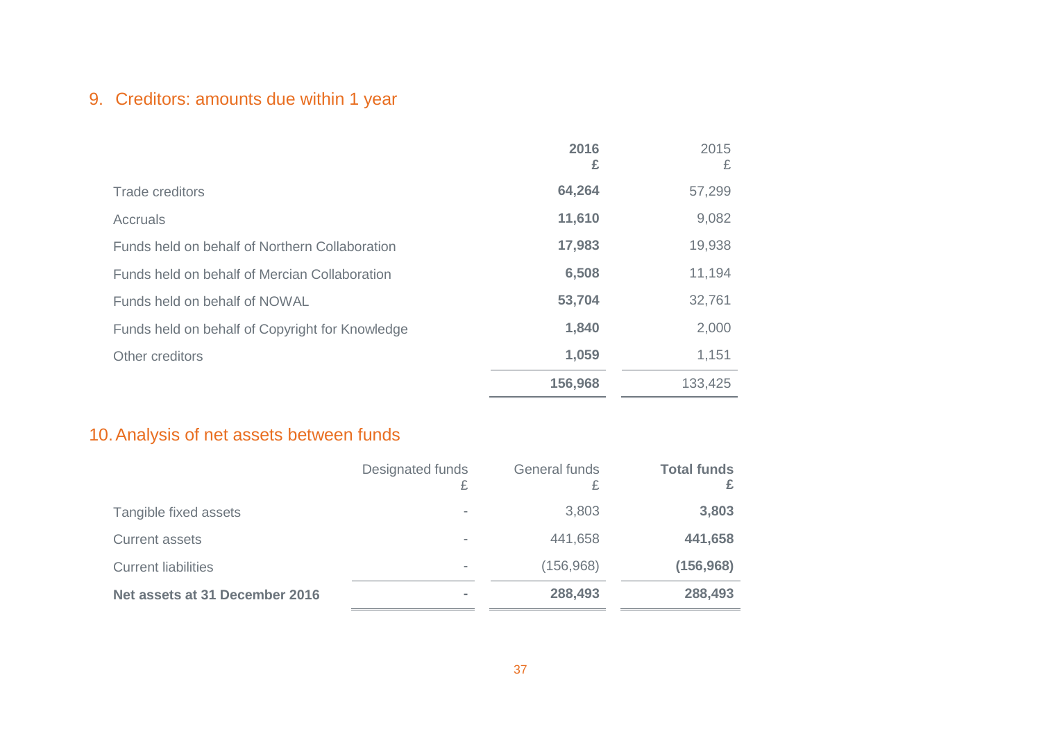## 9. Creditors: amounts due within 1 year

| | **2016** **£** | 2015 £ |
|---|---|---|
| Trade creditors | **64,264** | 57,299 |
| Accruals | **11,610** | 9,082 |
| Funds held on behalf of Northern Collaboration | **17,983** | 19,938 |
| Funds held on behalf of Mercian Collaboration | **6,508** | 11,194 |
| Funds held on behalf of NOWAL | **53,704** | 32,761 |
| Funds held on behalf of Copyright for Knowledge | **1,840** | 2,000 |
| Other creditors | **1,059** | 1,151 |
| | **156,968** | 133,425 |

## 10. Analysis of net assets between funds

| | Designated funds £ | General funds £ | **Total funds** **£** |
|---|---|---|---|
| Tangible fixed assets | - | 3,803 | **3,803** |
| Current assets | - | 441,658 | **441,658** |
| Current liabilities | - | (156,968) | **(156,968)** |
| **Net assets at 31 December 2016** | **-** | **288,493** | **288,493** |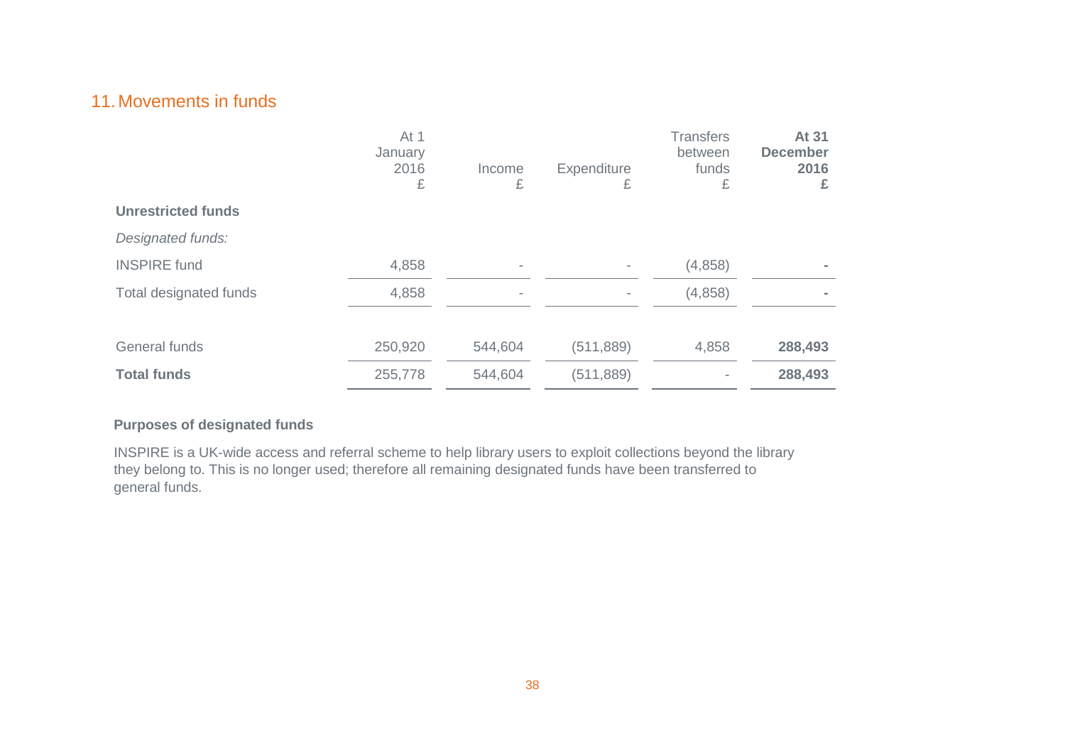## 11. Movements in funds

| | At 1 January 2016 £ | Income £ | Expenditure £ | Transfers between funds £ | **At 31 December 2016 £** |
|---|---|---|---|---|---|
| **Unrestricted funds** | | | | | |
| *Designated funds:* | | | | | |
| INSPIRE fund | 4,858 | - | - | (4,858) | **-** |
| Total designated funds | 4,858 | - | - | (4,858) | **-** |
| | | | | | |
| General funds | 250,920 | 544,604 | (511,889) | 4,858 | **288,493** |
| **Total funds** | 255,778 | 544,604 | (511,889) | - | **288,493** |

**Purposes of designated funds**

INSPIRE is a UK-wide access and referral scheme to help library users to exploit collections beyond the library they belong to. This is no longer used; therefore all remaining designated funds have been transferred to general funds.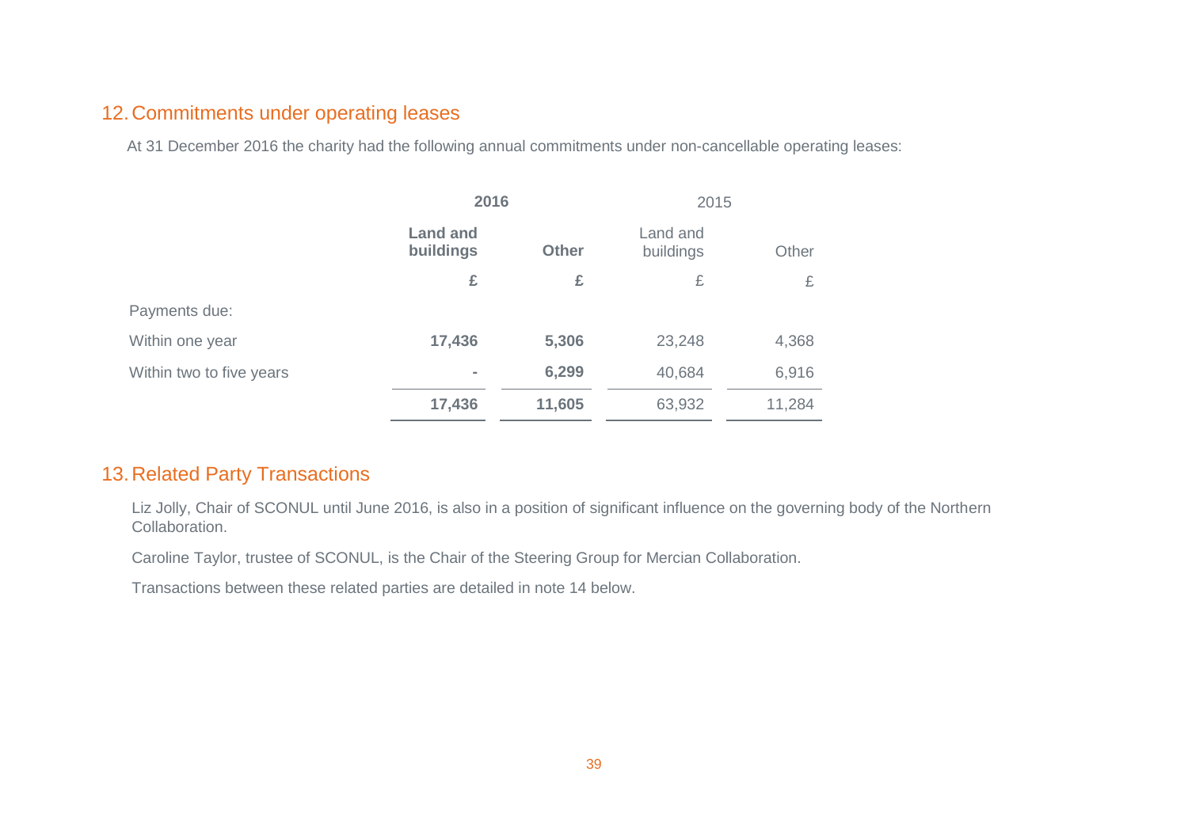## 12. Commitments under operating leases

At 31 December 2016 the charity had the following annual commitments under non-cancellable operating leases:

| | **2016** | | 2015 | |
|---|---|---|---|---|
| | **Land and buildings** | **Other** | Land and buildings | Other |
| | **£** | **£** | £ | £ |
| Payments due: | | | | |
| Within one year | **17,436** | **5,306** | 23,248 | 4,368 |
| Within two to five years | **-** | **6,299** | 40,684 | 6,916 |
| | **17,436** | **11,605** | 63,932 | 11,284 |

## 13. Related Party Transactions

Liz Jolly, Chair of SCONUL until June 2016, is also in a position of significant influence on the governing body of the Northern Collaboration.

Caroline Taylor, trustee of SCONUL, is the Chair of the Steering Group for Mercian Collaboration.

Transactions between these related parties are detailed in note 14 below.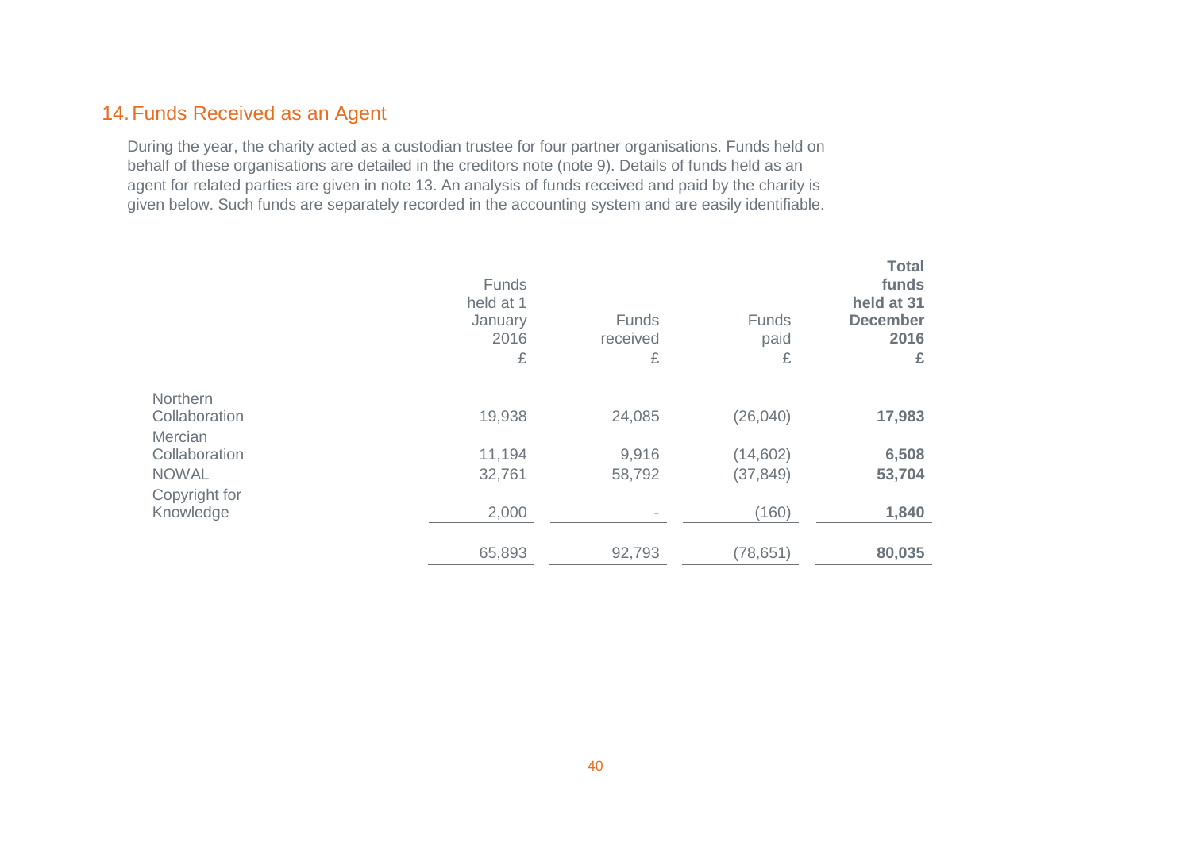## 14. Funds Received as an Agent

During the year, the charity acted as a custodian trustee for four partner organisations. Funds held on behalf of these organisations are detailed in the creditors note (note 9). Details of funds held as an agent for related parties are given in note 13. An analysis of funds received and paid by the charity is given below. Such funds are separately recorded in the accounting system and are easily identifiable.

| | Funds held at 1 January 2016 £ | Funds received £ | Funds paid £ | **Total funds held at 31 December 2016 £** |
|---|---|---|---|---|
| Northern Collaboration | 19,938 | 24,085 | (26,040) | **17,983** |
| Mercian Collaboration | 11,194 | 9,916 | (14,602) | **6,508** |
| NOWAL | 32,761 | 58,792 | (37,849) | **53,704** |
| Copyright for Knowledge | 2,000 | - | (160) | **1,840** |
| | 65,893 | 92,793 | (78,651) | **80,035** |